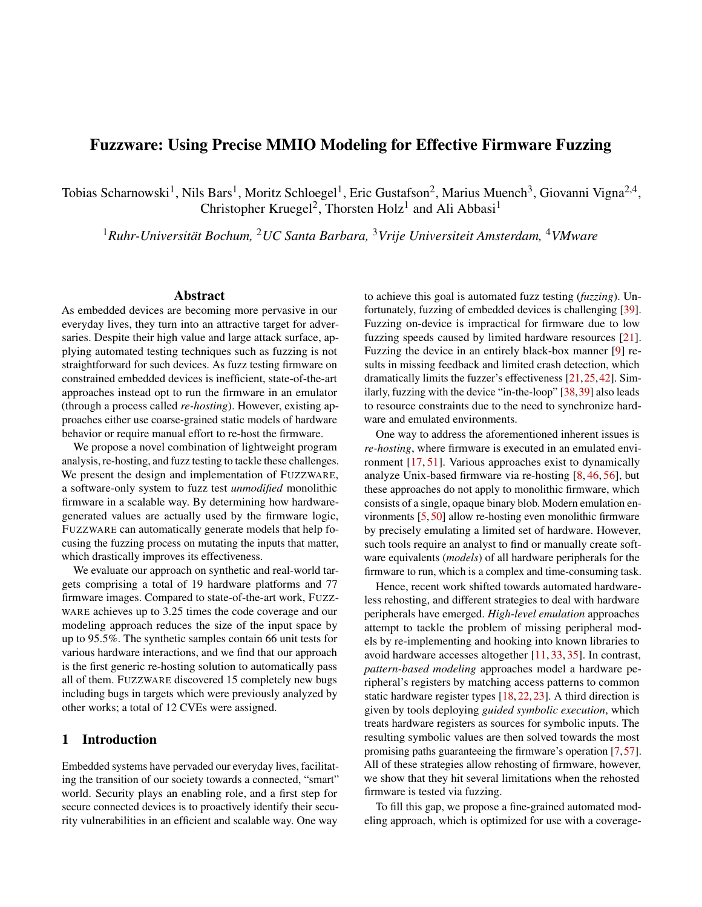# Fuzzware: Using Precise MMIO Modeling for Effective Firmware Fuzzing

Tobias Scharnowski[1], Nils Bars[1], Moritz Schloegel[1], Eric Gustafson[2], Marius Muench[3], Giovanni Vigna[2,4], Christopher Kruegel[2], Thorsten Holz[1] and Ali Abbasi[1]

[1]*Ruhr-Universität Bochum,* [2]*UC Santa Barbara,* [3]*Vrije Universiteit Amsterdam,* [4]*VMware*

## Abstract

As embedded devices are becoming more pervasive in our everyday lives, they turn into an attractive target for adversaries. Despite their high value and large attack surface, applying automated testing techniques such as fuzzing is not straightforward for such devices. As fuzz testing firmware on constrained embedded devices is inefficient, state-of-the-art approaches instead opt to run the firmware in an emulator (through a process called *re-hosting*). However, existing approaches either use coarse-grained static models of hardware behavior or require manual effort to re-host the firmware.

We propose a novel combination of lightweight program analysis, re-hosting, and fuzz testing to tackle these challenges. We present the design and implementation of FUZZWARE, a software-only system to fuzz test *unmodified* monolithic firmware in a scalable way. By determining how hardware-generated values are actually used by the firmware logic, FUZZWARE can automatically generate models that help focusing the fuzzing process on mutating the inputs that matter, which drastically improves its effectiveness.

We evaluate our approach on synthetic and real-world targets comprising a total of 19 hardware platforms and 77 firmware images. Compared to state-of-the-art work, FUZZWARE achieves up to 3.25 times the code coverage and our modeling approach reduces the size of the input space by up to 95.5%. The synthetic samples contain 66 unit tests for various hardware interactions, and we find that our approach is the first generic re-hosting solution to automatically pass all of them. FUZZWARE discovered 15 completely new bugs including bugs in targets which were previously analyzed by other works; a total of 12 CVEs were assigned.

## 1 Introduction

Embedded systems have pervaded our everyday lives, facilitating the transition of our society towards a connected, "smart" world. Security plays an enabling role, and a first step for secure connected devices is to proactively identify their security vulnerabilities in an efficient and scalable way. One way to achieve this goal is automated fuzz testing (*fuzzing*). Unfortunately, fuzzing of embedded devices is challenging [39]. Fuzzing on-device is impractical for firmware due to low fuzzing speeds caused by limited hardware resources [21]. Fuzzing the device in an entirely black-box manner [9] results in missing feedback and limited crash detection, which dramatically limits the fuzzer's effectiveness [21,25,42]. Similarly, fuzzing with the device "in-the-loop" [38,39] also leads to resource constraints due to the need to synchronize hardware and emulated environments.

One way to address the aforementioned inherent issues is *re-hosting*, where firmware is executed in an emulated environment [17,51]. Various approaches exist to dynamically analyze Unix-based firmware via re-hosting [8,46,56], but these approaches do not apply to monolithic firmware, which consists of a single, opaque binary blob. Modern emulation environments [5,50] allow re-hosting even monolithic firmware by precisely emulating a limited set of hardware. However, such tools require an analyst to find or manually create software equivalents (*models*) of all hardware peripherals for the firmware to run, which is a complex and time-consuming task.

Hence, recent work shifted towards automated hardware-less rehosting, and different strategies to deal with hardware peripherals have emerged. *High-level emulation* approaches attempt to tackle the problem of missing peripheral models by re-implementing and hooking into known libraries to avoid hardware accesses altogether [11,33,35]. In contrast, *pattern-based modeling* approaches model a hardware peripheral's registers by matching access patterns to common static hardware register types [18,22,23]. A third direction is given by tools deploying *guided symbolic execution*, which treats hardware registers as sources for symbolic inputs. The resulting symbolic values are then solved towards the most promising paths guaranteeing the firmware's operation [7,57]. All of these strategies allow rehosting of firmware, however, we show that they hit several limitations when the rehosted firmware is tested via fuzzing.

To fill this gap, we propose a fine-grained automated modeling approach, which is optimized for use with a coverage-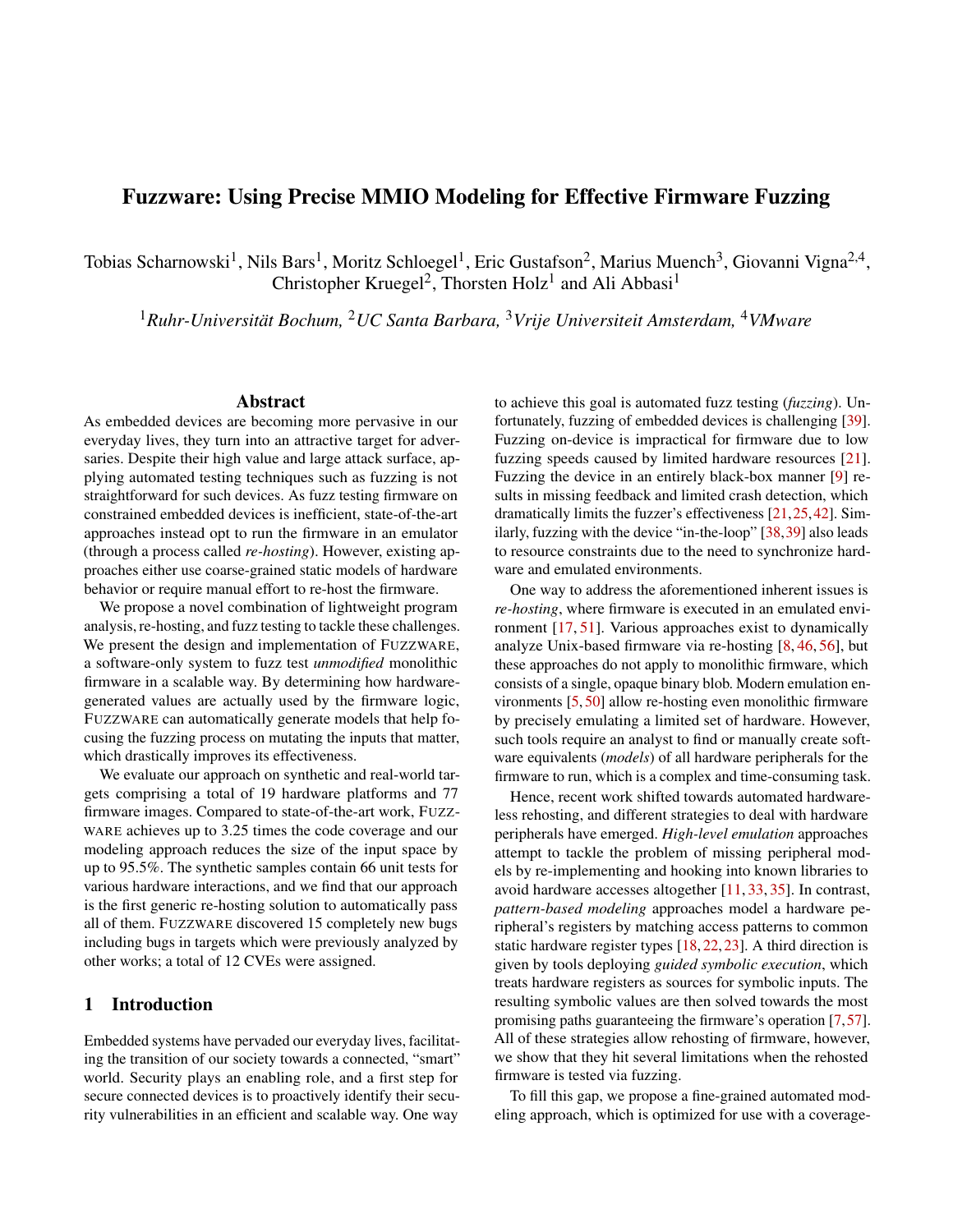# Fuzzware: Using Precise MMIO Modeling for Effective Firmware Fuzzing

Tobias Scharnowski[1], Nils Bars[1], Moritz Schloegel[1], Eric Gustafson[2], Marius Muench[3], Giovanni Vigna[2,4], Christopher Kruegel[2], Thorsten Holz[1] and Ali Abbasi[1]

[1]*Ruhr-Universität Bochum,* [2]*UC Santa Barbara,* [3]*Vrije Universiteit Amsterdam,* [4]*VMware*

## Abstract

As embedded devices are becoming more pervasive in our everyday lives, they turn into an attractive target for adversaries. Despite their high value and large attack surface, applying automated testing techniques such as fuzzing is not straightforward for such devices. As fuzz testing firmware on constrained embedded devices is inefficient, state-of-the-art approaches instead opt to run the firmware in an emulator (through a process called *re-hosting*). However, existing approaches either use coarse-grained static models of hardware behavior or require manual effort to re-host the firmware.

We propose a novel combination of lightweight program analysis, re-hosting, and fuzz testing to tackle these challenges. We present the design and implementation of FUZZWARE, a software-only system to fuzz test *unmodified* monolithic firmware in a scalable way. By determining how hardware-generated values are actually used by the firmware logic, FUZZWARE can automatically generate models that help focusing the fuzzing process on mutating the inputs that matter, which drastically improves its effectiveness.

We evaluate our approach on synthetic and real-world targets comprising a total of 19 hardware platforms and 77 firmware images. Compared to state-of-the-art work, FUZZWARE achieves up to 3.25 times the code coverage and our modeling approach reduces the size of the input space by up to 95.5%. The synthetic samples contain 66 unit tests for various hardware interactions, and we find that our approach is the first generic re-hosting solution to automatically pass all of them. FUZZWARE discovered 15 completely new bugs including bugs in targets which were previously analyzed by other works; a total of 12 CVEs were assigned.

## 1 Introduction

Embedded systems have pervaded our everyday lives, facilitating the transition of our society towards a connected, "smart" world. Security plays an enabling role, and a first step for secure connected devices is to proactively identify their security vulnerabilities in an efficient and scalable way. One way to achieve this goal is automated fuzz testing (*fuzzing*). Unfortunately, fuzzing of embedded devices is challenging [39]. Fuzzing on-device is impractical for firmware due to low fuzzing speeds caused by limited hardware resources [21]. Fuzzing the device in an entirely black-box manner [9] results in missing feedback and limited crash detection, which dramatically limits the fuzzer's effectiveness [21,25,42]. Similarly, fuzzing with the device "in-the-loop" [38,39] also leads to resource constraints due to the need to synchronize hardware and emulated environments.

One way to address the aforementioned inherent issues is *re-hosting*, where firmware is executed in an emulated environment [17,51]. Various approaches exist to dynamically analyze Unix-based firmware via re-hosting [8,46,56], but these approaches do not apply to monolithic firmware, which consists of a single, opaque binary blob. Modern emulation environments [5,50] allow re-hosting even monolithic firmware by precisely emulating a limited set of hardware. However, such tools require an analyst to find or manually create software equivalents (*models*) of all hardware peripherals for the firmware to run, which is a complex and time-consuming task.

Hence, recent work shifted towards automated hardware-less rehosting, and different strategies to deal with hardware peripherals have emerged. *High-level emulation* approaches attempt to tackle the problem of missing peripheral models by re-implementing and hooking into known libraries to avoid hardware accesses altogether [11,33,35]. In contrast, *pattern-based modeling* approaches model a hardware peripheral's registers by matching access patterns to common static hardware register types [18,22,23]. A third direction is given by tools deploying *guided symbolic execution*, which treats hardware registers as sources for symbolic inputs. The resulting symbolic values are then solved towards the most promising paths guaranteeing the firmware's operation [7,57]. All of these strategies allow rehosting of firmware, however, we show that they hit several limitations when the rehosted firmware is tested via fuzzing.

To fill this gap, we propose a fine-grained automated modeling approach, which is optimized for use with a coverage-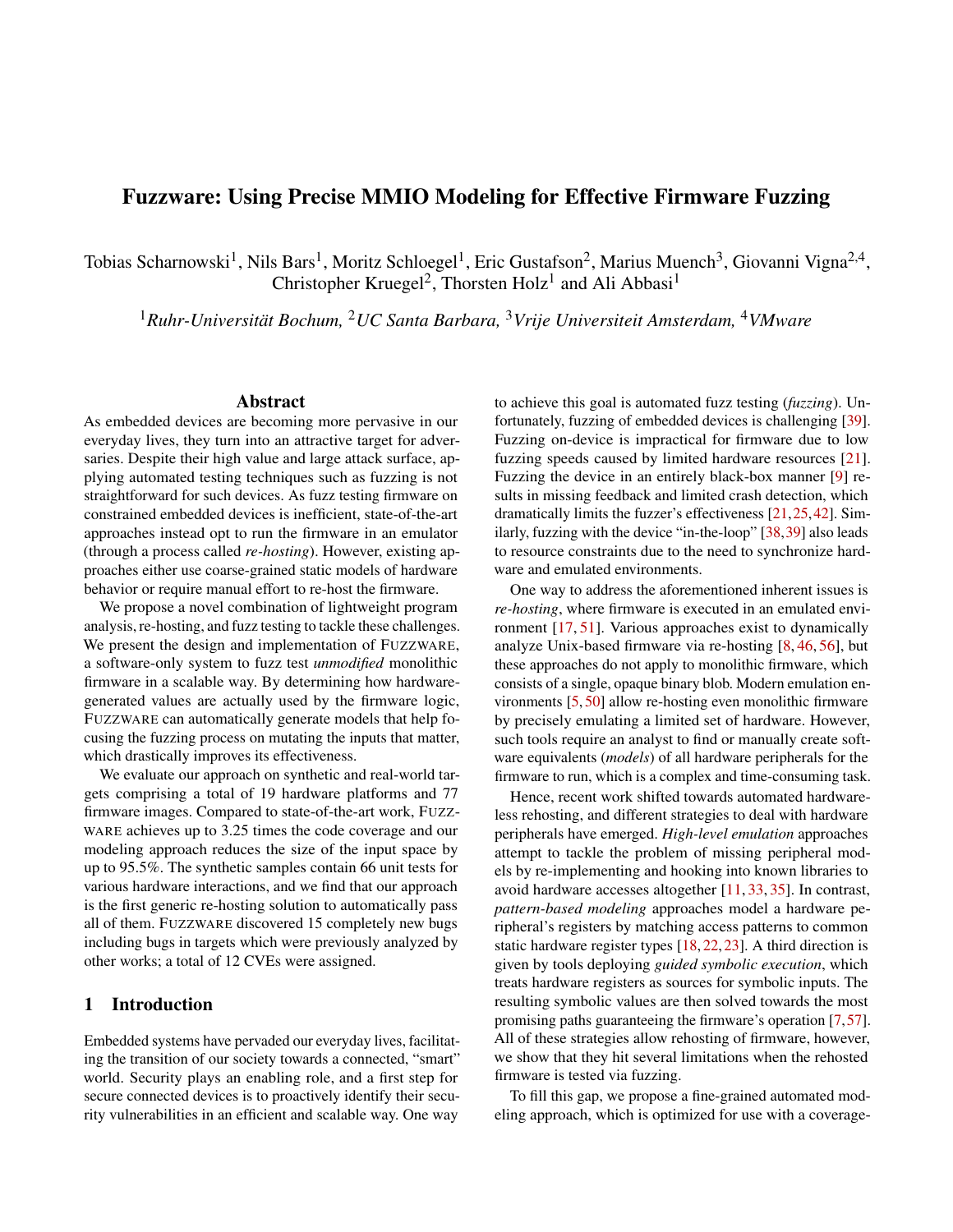# Fuzzware: Using Precise MMIO Modeling for Effective Firmware Fuzzing

Tobias Scharnowski[1], Nils Bars[1], Moritz Schloegel[1], Eric Gustafson[2], Marius Muench[3], Giovanni Vigna[2,4], Christopher Kruegel[2], Thorsten Holz[1] and Ali Abbasi[1]

[1]*Ruhr-Universität Bochum,* [2]*UC Santa Barbara,* [3]*Vrije Universiteit Amsterdam,* [4]*VMware*

## Abstract

As embedded devices are becoming more pervasive in our everyday lives, they turn into an attractive target for adversaries. Despite their high value and large attack surface, applying automated testing techniques such as fuzzing is not straightforward for such devices. As fuzz testing firmware on constrained embedded devices is inefficient, state-of-the-art approaches instead opt to run the firmware in an emulator (through a process called *re-hosting*). However, existing approaches either use coarse-grained static models of hardware behavior or require manual effort to re-host the firmware.

We propose a novel combination of lightweight program analysis, re-hosting, and fuzz testing to tackle these challenges. We present the design and implementation of FUZZWARE, a software-only system to fuzz test *unmodified* monolithic firmware in a scalable way. By determining how hardware-generated values are actually used by the firmware logic, FUZZWARE can automatically generate models that help focusing the fuzzing process on mutating the inputs that matter, which drastically improves its effectiveness.

We evaluate our approach on synthetic and real-world targets comprising a total of 19 hardware platforms and 77 firmware images. Compared to state-of-the-art work, FUZZWARE achieves up to 3.25 times the code coverage and our modeling approach reduces the size of the input space by up to 95.5%. The synthetic samples contain 66 unit tests for various hardware interactions, and we find that our approach is the first generic re-hosting solution to automatically pass all of them. FUZZWARE discovered 15 completely new bugs including bugs in targets which were previously analyzed by other works; a total of 12 CVEs were assigned.

## 1 Introduction

Embedded systems have pervaded our everyday lives, facilitating the transition of our society towards a connected, "smart" world. Security plays an enabling role, and a first step for secure connected devices is to proactively identify their security vulnerabilities in an efficient and scalable way. One way to achieve this goal is automated fuzz testing (*fuzzing*). Unfortunately, fuzzing of embedded devices is challenging [39]. Fuzzing on-device is impractical for firmware due to low fuzzing speeds caused by limited hardware resources [21]. Fuzzing the device in an entirely black-box manner [9] results in missing feedback and limited crash detection, which dramatically limits the fuzzer's effectiveness [21,25,42]. Similarly, fuzzing with the device "in-the-loop" [38,39] also leads to resource constraints due to the need to synchronize hardware and emulated environments.

One way to address the aforementioned inherent issues is *re-hosting*, where firmware is executed in an emulated environment [17,51]. Various approaches exist to dynamically analyze Unix-based firmware via re-hosting [8,46,56], but these approaches do not apply to monolithic firmware, which consists of a single, opaque binary blob. Modern emulation environments [5,50] allow re-hosting even monolithic firmware by precisely emulating a limited set of hardware. However, such tools require an analyst to find or manually create software equivalents (*models*) of all hardware peripherals for the firmware to run, which is a complex and time-consuming task.

Hence, recent work shifted towards automated hardware-less rehosting, and different strategies to deal with hardware peripherals have emerged. *High-level emulation* approaches attempt to tackle the problem of missing peripheral models by re-implementing and hooking into known libraries to avoid hardware accesses altogether [11,33,35]. In contrast, *pattern-based modeling* approaches model a hardware peripheral's registers by matching access patterns to common static hardware register types [18,22,23]. A third direction is given by tools deploying *guided symbolic execution*, which treats hardware registers as sources for symbolic inputs. The resulting symbolic values are then solved towards the most promising paths guaranteeing the firmware's operation [7,57]. All of these strategies allow rehosting of firmware, however, we show that they hit several limitations when the rehosted firmware is tested via fuzzing.

To fill this gap, we propose a fine-grained automated modeling approach, which is optimized for use with a coverage-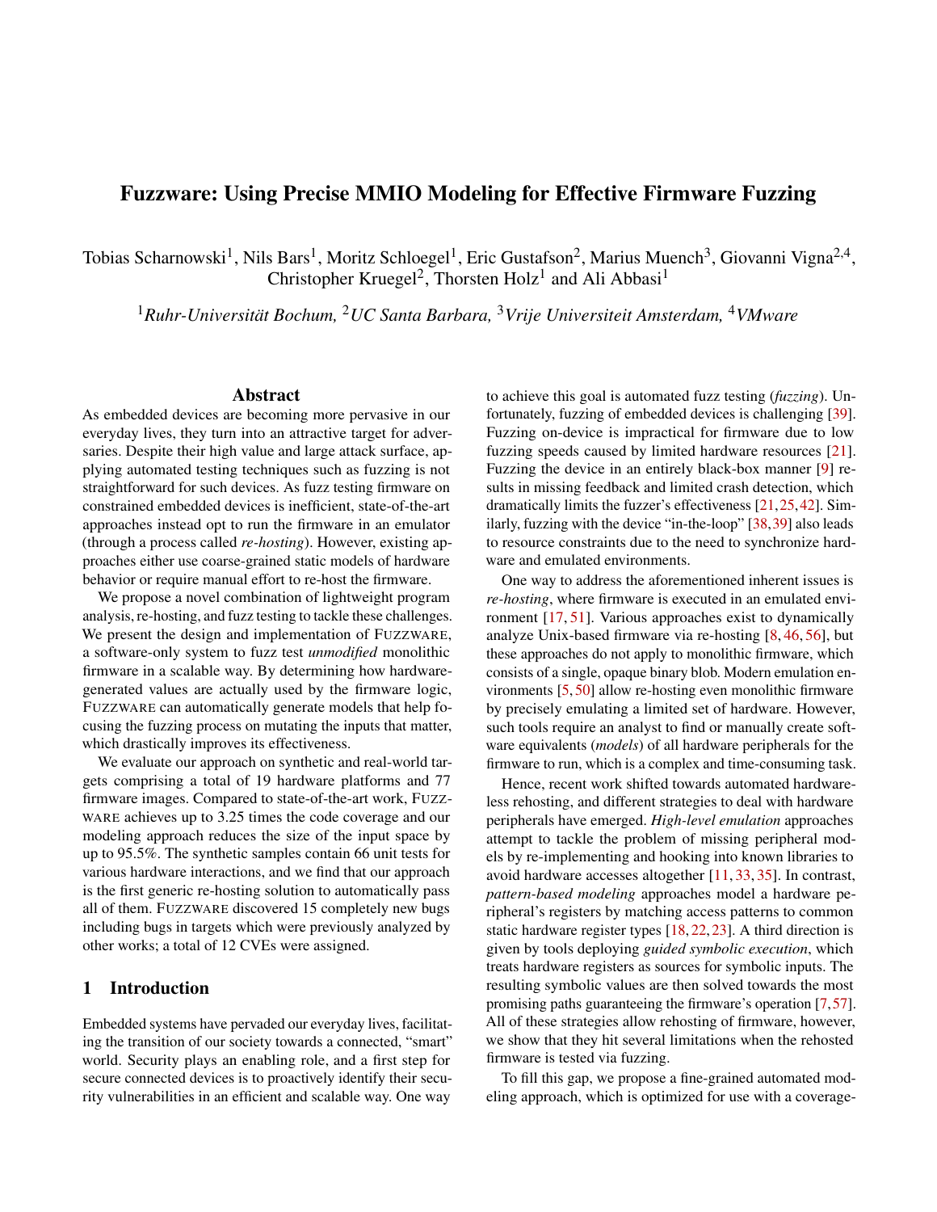# Fuzzware: Using Precise MMIO Modeling for Effective Firmware Fuzzing

Tobias Scharnowski[1], Nils Bars[1], Moritz Schloegel[1], Eric Gustafson[2], Marius Muench[3], Giovanni Vigna[2,4], Christopher Kruegel[2], Thorsten Holz[1] and Ali Abbasi[1]

[1]*Ruhr-Universität Bochum,* [2]*UC Santa Barbara,* [3]*Vrije Universiteit Amsterdam,* [4]*VMware*

## Abstract

As embedded devices are becoming more pervasive in our everyday lives, they turn into an attractive target for adversaries. Despite their high value and large attack surface, applying automated testing techniques such as fuzzing is not straightforward for such devices. As fuzz testing firmware on constrained embedded devices is inefficient, state-of-the-art approaches instead opt to run the firmware in an emulator (through a process called *re-hosting*). However, existing approaches either use coarse-grained static models of hardware behavior or require manual effort to re-host the firmware.

We propose a novel combination of lightweight program analysis, re-hosting, and fuzz testing to tackle these challenges. We present the design and implementation of FUZZWARE, a software-only system to fuzz test *unmodified* monolithic firmware in a scalable way. By determining how hardware-generated values are actually used by the firmware logic, FUZZWARE can automatically generate models that help focusing the fuzzing process on mutating the inputs that matter, which drastically improves its effectiveness.

We evaluate our approach on synthetic and real-world targets comprising a total of 19 hardware platforms and 77 firmware images. Compared to state-of-the-art work, FUZZWARE achieves up to 3.25 times the code coverage and our modeling approach reduces the size of the input space by up to 95.5%. The synthetic samples contain 66 unit tests for various hardware interactions, and we find that our approach is the first generic re-hosting solution to automatically pass all of them. FUZZWARE discovered 15 completely new bugs including bugs in targets which were previously analyzed by other works; a total of 12 CVEs were assigned.

## 1 Introduction

Embedded systems have pervaded our everyday lives, facilitating the transition of our society towards a connected, "smart" world. Security plays an enabling role, and a first step for secure connected devices is to proactively identify their security vulnerabilities in an efficient and scalable way. One way to achieve this goal is automated fuzz testing (*fuzzing*). Unfortunately, fuzzing of embedded devices is challenging [39]. Fuzzing on-device is impractical for firmware due to low fuzzing speeds caused by limited hardware resources [21]. Fuzzing the device in an entirely black-box manner [9] results in missing feedback and limited crash detection, which dramatically limits the fuzzer's effectiveness [21,25,42]. Similarly, fuzzing with the device "in-the-loop" [38,39] also leads to resource constraints due to the need to synchronize hardware and emulated environments.

One way to address the aforementioned inherent issues is *re-hosting*, where firmware is executed in an emulated environment [17,51]. Various approaches exist to dynamically analyze Unix-based firmware via re-hosting [8,46,56], but these approaches do not apply to monolithic firmware, which consists of a single, opaque binary blob. Modern emulation environments [5,50] allow re-hosting even monolithic firmware by precisely emulating a limited set of hardware. However, such tools require an analyst to find or manually create software equivalents (*models*) of all hardware peripherals for the firmware to run, which is a complex and time-consuming task.

Hence, recent work shifted towards automated hardware-less rehosting, and different strategies to deal with hardware peripherals have emerged. *High-level emulation* approaches attempt to tackle the problem of missing peripheral models by re-implementing and hooking into known libraries to avoid hardware accesses altogether [11,33,35]. In contrast, *pattern-based modeling* approaches model a hardware peripheral's registers by matching access patterns to common static hardware register types [18,22,23]. A third direction is given by tools deploying *guided symbolic execution*, which treats hardware registers as sources for symbolic inputs. The resulting symbolic values are then solved towards the most promising paths guaranteeing the firmware's operation [7,57]. All of these strategies allow rehosting of firmware, however, we show that they hit several limitations when the rehosted firmware is tested via fuzzing.

To fill this gap, we propose a fine-grained automated modeling approach, which is optimized for use with a coverage-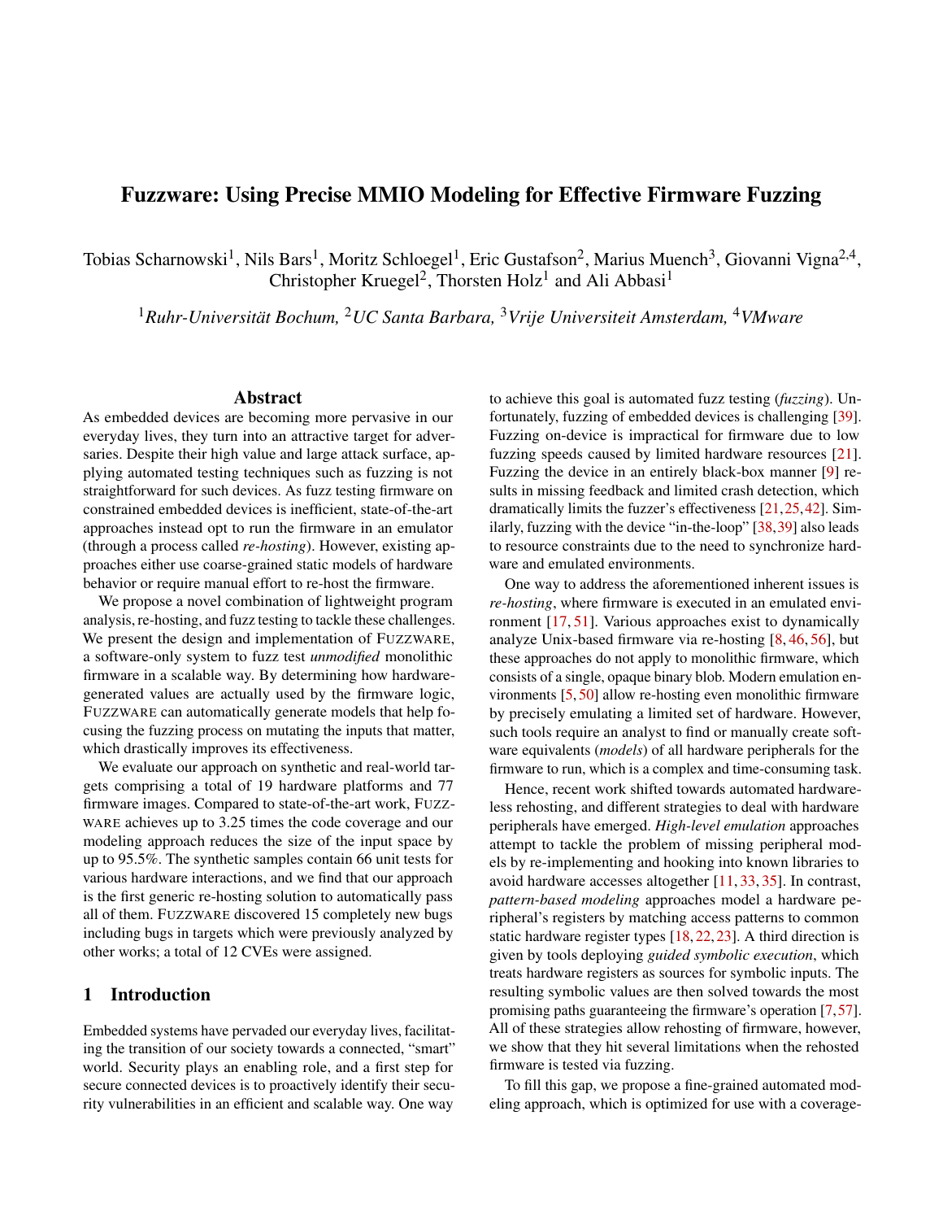# Fuzzware: Using Precise MMIO Modeling for Effective Firmware Fuzzing

Tobias Scharnowski[1], Nils Bars[1], Moritz Schloegel[1], Eric Gustafson[2], Marius Muench[3], Giovanni Vigna[2,4], Christopher Kruegel[2], Thorsten Holz[1] and Ali Abbasi[1]

[1]*Ruhr-Universität Bochum,* [2]*UC Santa Barbara,* [3]*Vrije Universiteit Amsterdam,* [4]*VMware*

## Abstract

As embedded devices are becoming more pervasive in our everyday lives, they turn into an attractive target for adversaries. Despite their high value and large attack surface, applying automated testing techniques such as fuzzing is not straightforward for such devices. As fuzz testing firmware on constrained embedded devices is inefficient, state-of-the-art approaches instead opt to run the firmware in an emulator (through a process called *re-hosting*). However, existing approaches either use coarse-grained static models of hardware behavior or require manual effort to re-host the firmware.

We propose a novel combination of lightweight program analysis, re-hosting, and fuzz testing to tackle these challenges. We present the design and implementation of FUZZWARE, a software-only system to fuzz test *unmodified* monolithic firmware in a scalable way. By determining how hardware-generated values are actually used by the firmware logic, FUZZWARE can automatically generate models that help focusing the fuzzing process on mutating the inputs that matter, which drastically improves its effectiveness.

We evaluate our approach on synthetic and real-world targets comprising a total of 19 hardware platforms and 77 firmware images. Compared to state-of-the-art work, FUZZWARE achieves up to 3.25 times the code coverage and our modeling approach reduces the size of the input space by up to 95.5%. The synthetic samples contain 66 unit tests for various hardware interactions, and we find that our approach is the first generic re-hosting solution to automatically pass all of them. FUZZWARE discovered 15 completely new bugs including bugs in targets which were previously analyzed by other works; a total of 12 CVEs were assigned.

## 1 Introduction

Embedded systems have pervaded our everyday lives, facilitating the transition of our society towards a connected, "smart" world. Security plays an enabling role, and a first step for secure connected devices is to proactively identify their security vulnerabilities in an efficient and scalable way. One way to achieve this goal is automated fuzz testing (*fuzzing*). Unfortunately, fuzzing of embedded devices is challenging [39]. Fuzzing on-device is impractical for firmware due to low fuzzing speeds caused by limited hardware resources [21]. Fuzzing the device in an entirely black-box manner [9] results in missing feedback and limited crash detection, which dramatically limits the fuzzer's effectiveness [21,25,42]. Similarly, fuzzing with the device "in-the-loop" [38,39] also leads to resource constraints due to the need to synchronize hardware and emulated environments.

One way to address the aforementioned inherent issues is *re-hosting*, where firmware is executed in an emulated environment [17,51]. Various approaches exist to dynamically analyze Unix-based firmware via re-hosting [8,46,56], but these approaches do not apply to monolithic firmware, which consists of a single, opaque binary blob. Modern emulation environments [5,50] allow re-hosting even monolithic firmware by precisely emulating a limited set of hardware. However, such tools require an analyst to find or manually create software equivalents (*models*) of all hardware peripherals for the firmware to run, which is a complex and time-consuming task.

Hence, recent work shifted towards automated hardware-less rehosting, and different strategies to deal with hardware peripherals have emerged. *High-level emulation* approaches attempt to tackle the problem of missing peripheral models by re-implementing and hooking into known libraries to avoid hardware accesses altogether [11,33,35]. In contrast, *pattern-based modeling* approaches model a hardware peripheral's registers by matching access patterns to common static hardware register types [18,22,23]. A third direction is given by tools deploying *guided symbolic execution*, which treats hardware registers as sources for symbolic inputs. The resulting symbolic values are then solved towards the most promising paths guaranteeing the firmware's operation [7,57]. All of these strategies allow rehosting of firmware, however, we show that they hit several limitations when the rehosted firmware is tested via fuzzing.

To fill this gap, we propose a fine-grained automated modeling approach, which is optimized for use with a coverage-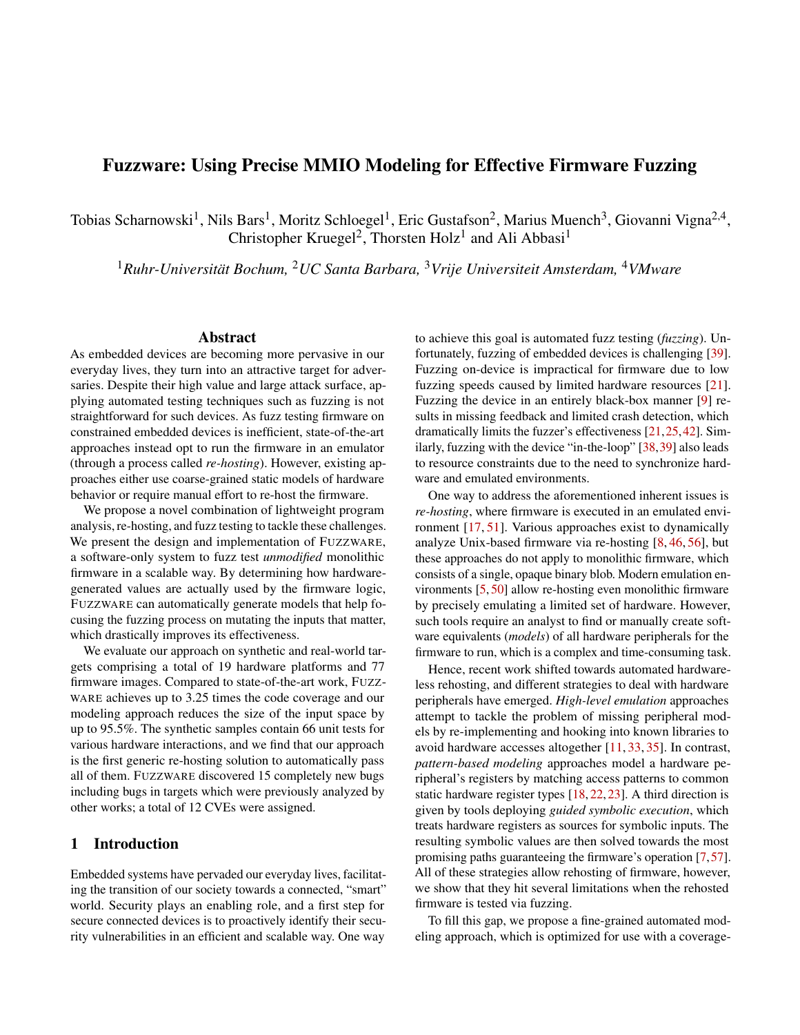# Fuzzware: Using Precise MMIO Modeling for Effective Firmware Fuzzing

Tobias Scharnowski[1], Nils Bars[1], Moritz Schloegel[1], Eric Gustafson[2], Marius Muench[3], Giovanni Vigna[2,4], Christopher Kruegel[2], Thorsten Holz[1] and Ali Abbasi[1]

[1]*Ruhr-Universität Bochum,* [2]*UC Santa Barbara,* [3]*Vrije Universiteit Amsterdam,* [4]*VMware*

## Abstract

As embedded devices are becoming more pervasive in our everyday lives, they turn into an attractive target for adversaries. Despite their high value and large attack surface, applying automated testing techniques such as fuzzing is not straightforward for such devices. As fuzz testing firmware on constrained embedded devices is inefficient, state-of-the-art approaches instead opt to run the firmware in an emulator (through a process called *re-hosting*). However, existing approaches either use coarse-grained static models of hardware behavior or require manual effort to re-host the firmware.

We propose a novel combination of lightweight program analysis, re-hosting, and fuzz testing to tackle these challenges. We present the design and implementation of FUZZWARE, a software-only system to fuzz test *unmodified* monolithic firmware in a scalable way. By determining how hardware-generated values are actually used by the firmware logic, FUZZWARE can automatically generate models that help focusing the fuzzing process on mutating the inputs that matter, which drastically improves its effectiveness.

We evaluate our approach on synthetic and real-world targets comprising a total of 19 hardware platforms and 77 firmware images. Compared to state-of-the-art work, FUZZWARE achieves up to 3.25 times the code coverage and our modeling approach reduces the size of the input space by up to 95.5%. The synthetic samples contain 66 unit tests for various hardware interactions, and we find that our approach is the first generic re-hosting solution to automatically pass all of them. FUZZWARE discovered 15 completely new bugs including bugs in targets which were previously analyzed by other works; a total of 12 CVEs were assigned.

## 1 Introduction

Embedded systems have pervaded our everyday lives, facilitating the transition of our society towards a connected, "smart" world. Security plays an enabling role, and a first step for secure connected devices is to proactively identify their security vulnerabilities in an efficient and scalable way. One way to achieve this goal is automated fuzz testing (*fuzzing*). Unfortunately, fuzzing of embedded devices is challenging [39]. Fuzzing on-device is impractical for firmware due to low fuzzing speeds caused by limited hardware resources [21]. Fuzzing the device in an entirely black-box manner [9] results in missing feedback and limited crash detection, which dramatically limits the fuzzer's effectiveness [21, 25, 42]. Similarly, fuzzing with the device "in-the-loop" [38, 39] also leads to resource constraints due to the need to synchronize hardware and emulated environments.

One way to address the aforementioned inherent issues is *re-hosting*, where firmware is executed in an emulated environment [17, 51]. Various approaches exist to dynamically analyze Unix-based firmware via re-hosting [8, 46, 56], but these approaches do not apply to monolithic firmware, which consists of a single, opaque binary blob. Modern emulation environments [5, 50] allow re-hosting even monolithic firmware by precisely emulating a limited set of hardware. However, such tools require an analyst to find or manually create software equivalents (*models*) of all hardware peripherals for the firmware to run, which is a complex and time-consuming task.

Hence, recent work shifted towards automated hardware-less rehosting, and different strategies to deal with hardware peripherals have emerged. *High-level emulation* approaches attempt to tackle the problem of missing peripheral models by re-implementing and hooking into known libraries to avoid hardware accesses altogether [11, 33, 35]. In contrast, *pattern-based modeling* approaches model a hardware peripheral's registers by matching access patterns to common static hardware register types [18, 22, 23]. A third direction is given by tools deploying *guided symbolic execution*, which treats hardware registers as sources for symbolic inputs. The resulting symbolic values are then solved towards the most promising paths guaranteeing the firmware's operation [7, 57]. All of these strategies allow rehosting of firmware, however, we show that they hit several limitations when the rehosted firmware is tested via fuzzing.

To fill this gap, we propose a fine-grained automated modeling approach, which is optimized for use with a coverage-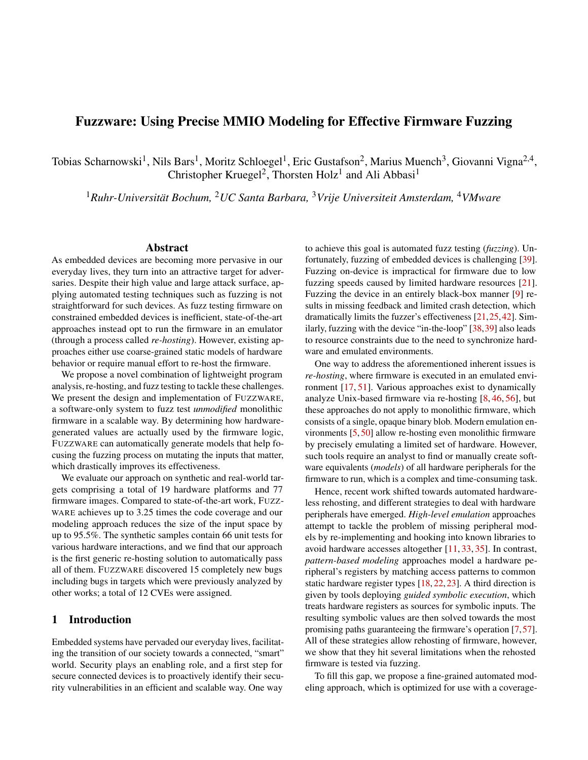# Fuzzware: Using Precise MMIO Modeling for Effective Firmware Fuzzing

Tobias Scharnowski[1], Nils Bars[1], Moritz Schloegel[1], Eric Gustafson[2], Marius Muench[3], Giovanni Vigna[2,4], Christopher Kruegel[2], Thorsten Holz[1] and Ali Abbasi[1]

[1]*Ruhr-Universität Bochum,* [2]*UC Santa Barbara,* [3]*Vrije Universiteit Amsterdam,* [4]*VMware*

## Abstract

As embedded devices are becoming more pervasive in our everyday lives, they turn into an attractive target for adversaries. Despite their high value and large attack surface, applying automated testing techniques such as fuzzing is not straightforward for such devices. As fuzz testing firmware on constrained embedded devices is inefficient, state-of-the-art approaches instead opt to run the firmware in an emulator (through a process called *re-hosting*). However, existing approaches either use coarse-grained static models of hardware behavior or require manual effort to re-host the firmware.

We propose a novel combination of lightweight program analysis, re-hosting, and fuzz testing to tackle these challenges. We present the design and implementation of FUZZWARE, a software-only system to fuzz test *unmodified* monolithic firmware in a scalable way. By determining how hardware-generated values are actually used by the firmware logic, FUZZWARE can automatically generate models that help focusing the fuzzing process on mutating the inputs that matter, which drastically improves its effectiveness.

We evaluate our approach on synthetic and real-world targets comprising a total of 19 hardware platforms and 77 firmware images. Compared to state-of-the-art work, FUZZWARE achieves up to 3.25 times the code coverage and our modeling approach reduces the size of the input space by up to 95.5%. The synthetic samples contain 66 unit tests for various hardware interactions, and we find that our approach is the first generic re-hosting solution to automatically pass all of them. FUZZWARE discovered 15 completely new bugs including bugs in targets which were previously analyzed by other works; a total of 12 CVEs were assigned.

## 1 Introduction

Embedded systems have pervaded our everyday lives, facilitating the transition of our society towards a connected, "smart" world. Security plays an enabling role, and a first step for secure connected devices is to proactively identify their security vulnerabilities in an efficient and scalable way. One way to achieve this goal is automated fuzz testing (*fuzzing*). Unfortunately, fuzzing of embedded devices is challenging [39]. Fuzzing on-device is impractical for firmware due to low fuzzing speeds caused by limited hardware resources [21]. Fuzzing the device in an entirely black-box manner [9] results in missing feedback and limited crash detection, which dramatically limits the fuzzer's effectiveness [21,25,42]. Similarly, fuzzing with the device "in-the-loop" [38,39] also leads to resource constraints due to the need to synchronize hardware and emulated environments.

One way to address the aforementioned inherent issues is *re-hosting*, where firmware is executed in an emulated environment [17, 51]. Various approaches exist to dynamically analyze Unix-based firmware via re-hosting [8,46,56], but these approaches do not apply to monolithic firmware, which consists of a single, opaque binary blob. Modern emulation environments [5,50] allow re-hosting even monolithic firmware by precisely emulating a limited set of hardware. However, such tools require an analyst to find or manually create software equivalents (*models*) of all hardware peripherals for the firmware to run, which is a complex and time-consuming task.

Hence, recent work shifted towards automated hardware-less rehosting, and different strategies to deal with hardware peripherals have emerged. *High-level emulation* approaches attempt to tackle the problem of missing peripheral models by re-implementing and hooking into known libraries to avoid hardware accesses altogether [11,33,35]. In contrast, *pattern-based modeling* approaches model a hardware peripheral's registers by matching access patterns to common static hardware register types [18,22,23]. A third direction is given by tools deploying *guided symbolic execution*, which treats hardware registers as sources for symbolic inputs. The resulting symbolic values are then solved towards the most promising paths guaranteeing the firmware's operation [7,57]. All of these strategies allow rehosting of firmware, however, we show that they hit several limitations when the rehosted firmware is tested via fuzzing.

To fill this gap, we propose a fine-grained automated modeling approach, which is optimized for use with a coverage-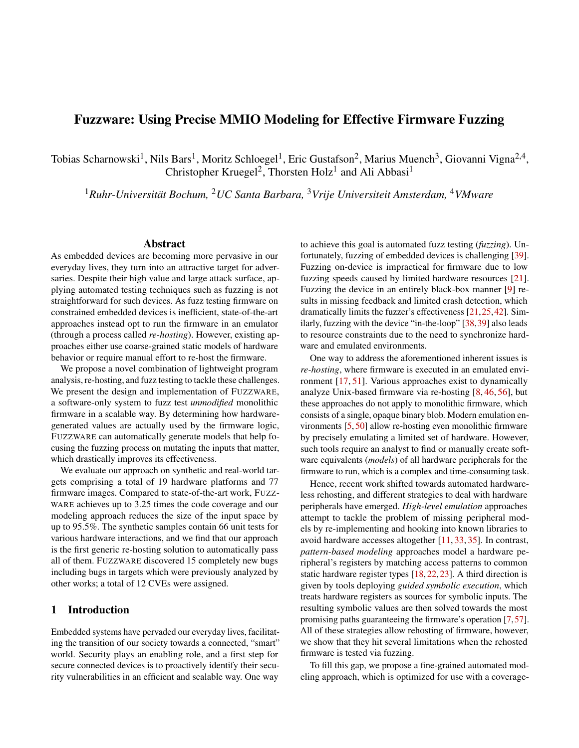# Fuzzware: Using Precise MMIO Modeling for Effective Firmware Fuzzing

Tobias Scharnowski[1], Nils Bars[1], Moritz Schloegel[1], Eric Gustafson[2], Marius Muench[3], Giovanni Vigna[2,4], Christopher Kruegel[2], Thorsten Holz[1] and Ali Abbasi[1]

[1]*Ruhr-Universität Bochum,* [2]*UC Santa Barbara,* [3]*Vrije Universiteit Amsterdam,* [4]*VMware*

## Abstract

As embedded devices are becoming more pervasive in our everyday lives, they turn into an attractive target for adversaries. Despite their high value and large attack surface, applying automated testing techniques such as fuzzing is not straightforward for such devices. As fuzz testing firmware on constrained embedded devices is inefficient, state-of-the-art approaches instead opt to run the firmware in an emulator (through a process called *re-hosting*). However, existing approaches either use coarse-grained static models of hardware behavior or require manual effort to re-host the firmware.

We propose a novel combination of lightweight program analysis, re-hosting, and fuzz testing to tackle these challenges. We present the design and implementation of FUZZWARE, a software-only system to fuzz test *unmodified* monolithic firmware in a scalable way. By determining how hardware-generated values are actually used by the firmware logic, FUZZWARE can automatically generate models that help focusing the fuzzing process on mutating the inputs that matter, which drastically improves its effectiveness.

We evaluate our approach on synthetic and real-world targets comprising a total of 19 hardware platforms and 77 firmware images. Compared to state-of-the-art work, FUZZWARE achieves up to 3.25 times the code coverage and our modeling approach reduces the size of the input space by up to 95.5%. The synthetic samples contain 66 unit tests for various hardware interactions, and we find that our approach is the first generic re-hosting solution to automatically pass all of them. FUZZWARE discovered 15 completely new bugs including bugs in targets which were previously analyzed by other works; a total of 12 CVEs were assigned.

## 1 Introduction

Embedded systems have pervaded our everyday lives, facilitating the transition of our society towards a connected, "smart" world. Security plays an enabling role, and a first step for secure connected devices is to proactively identify their security vulnerabilities in an efficient and scalable way. One way to achieve this goal is automated fuzz testing (*fuzzing*). Unfortunately, fuzzing of embedded devices is challenging [39]. Fuzzing on-device is impractical for firmware due to low fuzzing speeds caused by limited hardware resources [21]. Fuzzing the device in an entirely black-box manner [9] results in missing feedback and limited crash detection, which dramatically limits the fuzzer's effectiveness [21,25,42]. Similarly, fuzzing with the device "in-the-loop" [38,39] also leads to resource constraints due to the need to synchronize hardware and emulated environments.

One way to address the aforementioned inherent issues is *re-hosting*, where firmware is executed in an emulated environment [17, 51]. Various approaches exist to dynamically analyze Unix-based firmware via re-hosting [8, 46, 56], but these approaches do not apply to monolithic firmware, which consists of a single, opaque binary blob. Modern emulation environments [5, 50] allow re-hosting even monolithic firmware by precisely emulating a limited set of hardware. However, such tools require an analyst to find or manually create software equivalents (*models*) of all hardware peripherals for the firmware to run, which is a complex and time-consuming task.

Hence, recent work shifted towards automated hardware-less rehosting, and different strategies to deal with hardware peripherals have emerged. *High-level emulation* approaches attempt to tackle the problem of missing peripheral models by re-implementing and hooking into known libraries to avoid hardware accesses altogether [11, 33, 35]. In contrast, *pattern-based modeling* approaches model a hardware peripheral's registers by matching access patterns to common static hardware register types [18, 22, 23]. A third direction is given by tools deploying *guided symbolic execution*, which treats hardware registers as sources for symbolic inputs. The resulting symbolic values are then solved towards the most promising paths guaranteeing the firmware's operation [7, 57]. All of these strategies allow rehosting of firmware, however, we show that they hit several limitations when the rehosted firmware is tested via fuzzing.

To fill this gap, we propose a fine-grained automated modeling approach, which is optimized for use with a coverage-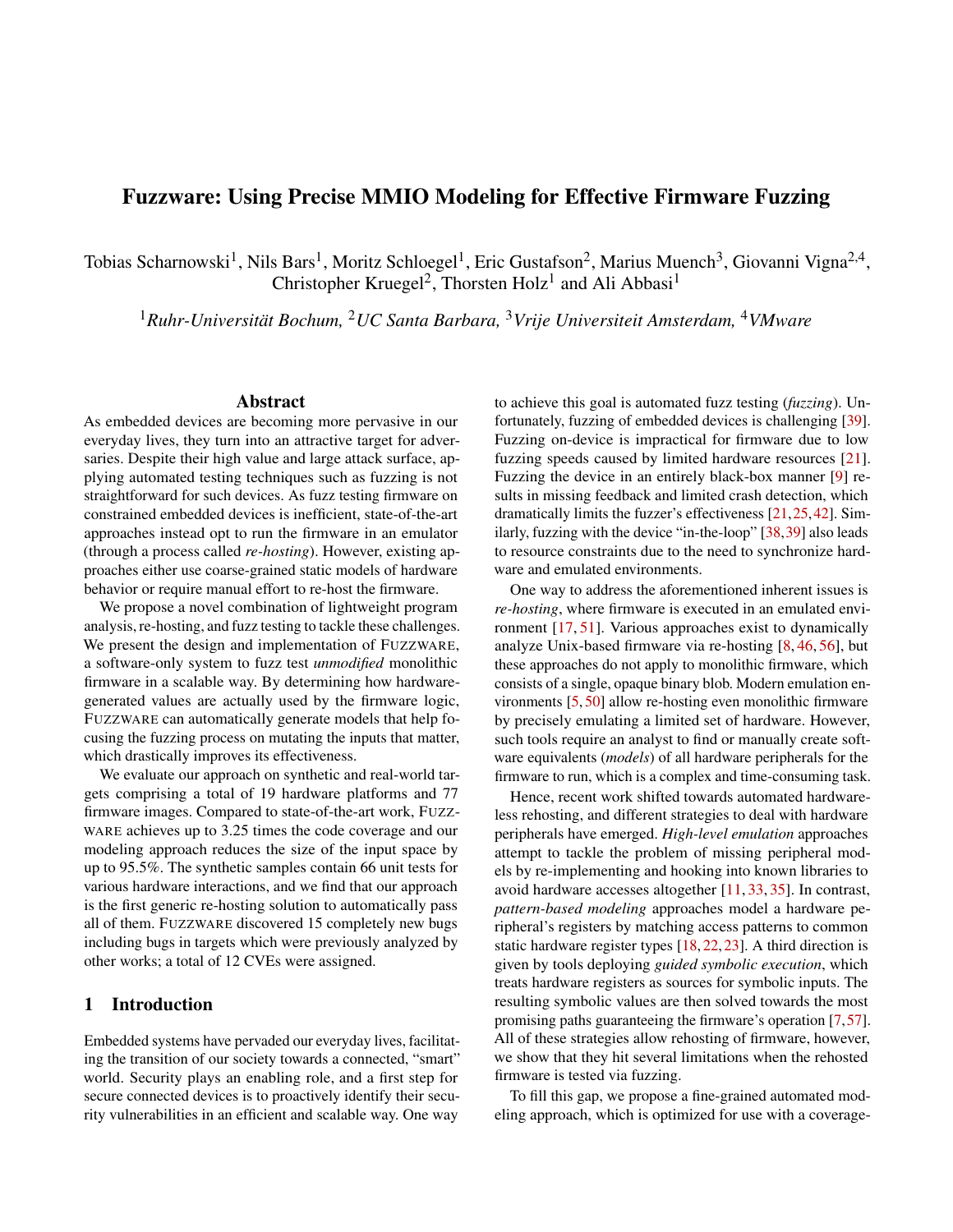# Fuzzware: Using Precise MMIO Modeling for Effective Firmware Fuzzing

Tobias Scharnowski[1], Nils Bars[1], Moritz Schloegel[1], Eric Gustafson[2], Marius Muench[3], Giovanni Vigna[2,4], Christopher Kruegel[2], Thorsten Holz[1] and Ali Abbasi[1]

[1]*Ruhr-Universität Bochum,* [2]*UC Santa Barbara,* [3]*Vrije Universiteit Amsterdam,* [4]*VMware*

## Abstract

As embedded devices are becoming more pervasive in our everyday lives, they turn into an attractive target for adversaries. Despite their high value and large attack surface, applying automated testing techniques such as fuzzing is not straightforward for such devices. As fuzz testing firmware on constrained embedded devices is inefficient, state-of-the-art approaches instead opt to run the firmware in an emulator (through a process called *re-hosting*). However, existing approaches either use coarse-grained static models of hardware behavior or require manual effort to re-host the firmware.

We propose a novel combination of lightweight program analysis, re-hosting, and fuzz testing to tackle these challenges. We present the design and implementation of FUZZWARE, a software-only system to fuzz test *unmodified* monolithic firmware in a scalable way. By determining how hardware-generated values are actually used by the firmware logic, FUZZWARE can automatically generate models that help focusing the fuzzing process on mutating the inputs that matter, which drastically improves its effectiveness.

We evaluate our approach on synthetic and real-world targets comprising a total of 19 hardware platforms and 77 firmware images. Compared to state-of-the-art work, FUZZWARE achieves up to 3.25 times the code coverage and our modeling approach reduces the size of the input space by up to 95.5%. The synthetic samples contain 66 unit tests for various hardware interactions, and we find that our approach is the first generic re-hosting solution to automatically pass all of them. FUZZWARE discovered 15 completely new bugs including bugs in targets which were previously analyzed by other works; a total of 12 CVEs were assigned.

## 1 Introduction

Embedded systems have pervaded our everyday lives, facilitating the transition of our society towards a connected, "smart" world. Security plays an enabling role, and a first step for secure connected devices is to proactively identify their security vulnerabilities in an efficient and scalable way. One way to achieve this goal is automated fuzz testing (*fuzzing*). Unfortunately, fuzzing of embedded devices is challenging [39]. Fuzzing on-device is impractical for firmware due to low fuzzing speeds caused by limited hardware resources [21]. Fuzzing the device in an entirely black-box manner [9] results in missing feedback and limited crash detection, which dramatically limits the fuzzer's effectiveness [21,25,42]. Similarly, fuzzing with the device "in-the-loop" [38,39] also leads to resource constraints due to the need to synchronize hardware and emulated environments.

One way to address the aforementioned inherent issues is *re-hosting*, where firmware is executed in an emulated environment [17,51]. Various approaches exist to dynamically analyze Unix-based firmware via re-hosting [8,46,56], but these approaches do not apply to monolithic firmware, which consists of a single, opaque binary blob. Modern emulation environments [5,50] allow re-hosting even monolithic firmware by precisely emulating a limited set of hardware. However, such tools require an analyst to find or manually create software equivalents (*models*) of all hardware peripherals for the firmware to run, which is a complex and time-consuming task.

Hence, recent work shifted towards automated hardware-less rehosting, and different strategies to deal with hardware peripherals have emerged. *High-level emulation* approaches attempt to tackle the problem of missing peripheral models by re-implementing and hooking into known libraries to avoid hardware accesses altogether [11,33,35]. In contrast, *pattern-based modeling* approaches model a hardware peripheral's registers by matching access patterns to common static hardware register types [18,22,23]. A third direction is given by tools deploying *guided symbolic execution*, which treats hardware registers as sources for symbolic inputs. The resulting symbolic values are then solved towards the most promising paths guaranteeing the firmware's operation [7,57]. All of these strategies allow rehosting of firmware, however, we show that they hit several limitations when the rehosted firmware is tested via fuzzing.

To fill this gap, we propose a fine-grained automated modeling approach, which is optimized for use with a coverage-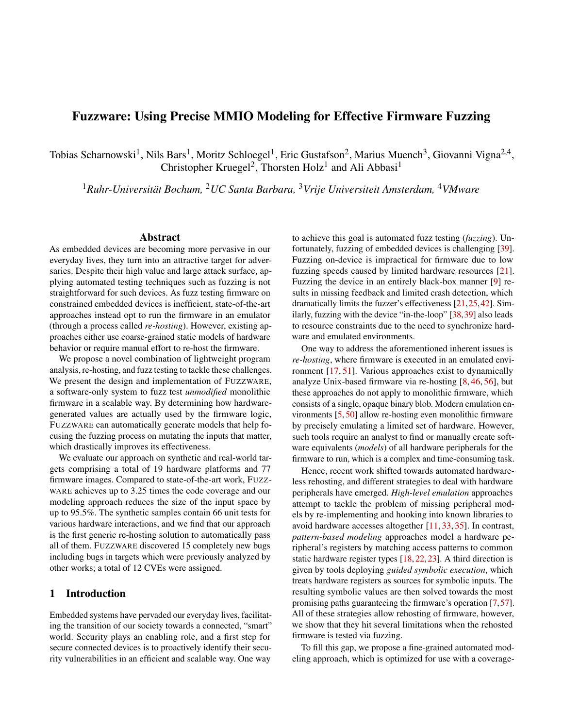# Fuzzware: Using Precise MMIO Modeling for Effective Firmware Fuzzing

Tobias Scharnowski[1], Nils Bars[1], Moritz Schloegel[1], Eric Gustafson[2], Marius Muench[3], Giovanni Vigna[2,4], Christopher Kruegel[2], Thorsten Holz[1] and Ali Abbasi[1]

[1]*Ruhr-Universität Bochum,* [2]*UC Santa Barbara,* [3]*Vrije Universiteit Amsterdam,* [4]*VMware*

## Abstract

As embedded devices are becoming more pervasive in our everyday lives, they turn into an attractive target for adversaries. Despite their high value and large attack surface, applying automated testing techniques such as fuzzing is not straightforward for such devices. As fuzz testing firmware on constrained embedded devices is inefficient, state-of-the-art approaches instead opt to run the firmware in an emulator (through a process called *re-hosting*). However, existing approaches either use coarse-grained static models of hardware behavior or require manual effort to re-host the firmware.

We propose a novel combination of lightweight program analysis, re-hosting, and fuzz testing to tackle these challenges. We present the design and implementation of FUZZWARE, a software-only system to fuzz test *unmodified* monolithic firmware in a scalable way. By determining how hardware-generated values are actually used by the firmware logic, FUZZWARE can automatically generate models that help focusing the fuzzing process on mutating the inputs that matter, which drastically improves its effectiveness.

We evaluate our approach on synthetic and real-world targets comprising a total of 19 hardware platforms and 77 firmware images. Compared to state-of-the-art work, FUZZWARE achieves up to 3.25 times the code coverage and our modeling approach reduces the size of the input space by up to 95.5%. The synthetic samples contain 66 unit tests for various hardware interactions, and we find that our approach is the first generic re-hosting solution to automatically pass all of them. FUZZWARE discovered 15 completely new bugs including bugs in targets which were previously analyzed by other works; a total of 12 CVEs were assigned.

## 1 Introduction

Embedded systems have pervaded our everyday lives, facilitating the transition of our society towards a connected, "smart" world. Security plays an enabling role, and a first step for secure connected devices is to proactively identify their security vulnerabilities in an efficient and scalable way. One way to achieve this goal is automated fuzz testing (*fuzzing*). Unfortunately, fuzzing of embedded devices is challenging [39]. Fuzzing on-device is impractical for firmware due to low fuzzing speeds caused by limited hardware resources [21]. Fuzzing the device in an entirely black-box manner [9] results in missing feedback and limited crash detection, which dramatically limits the fuzzer's effectiveness [21,25,42]. Similarly, fuzzing with the device "in-the-loop" [38,39] also leads to resource constraints due to the need to synchronize hardware and emulated environments.

One way to address the aforementioned inherent issues is *re-hosting*, where firmware is executed in an emulated environment [17,51]. Various approaches exist to dynamically analyze Unix-based firmware via re-hosting [8,46,56], but these approaches do not apply to monolithic firmware, which consists of a single, opaque binary blob. Modern emulation environments [5,50] allow re-hosting even monolithic firmware by precisely emulating a limited set of hardware. However, such tools require an analyst to find or manually create software equivalents (*models*) of all hardware peripherals for the firmware to run, which is a complex and time-consuming task.

Hence, recent work shifted towards automated hardware-less rehosting, and different strategies to deal with hardware peripherals have emerged. *High-level emulation* approaches attempt to tackle the problem of missing peripheral models by re-implementing and hooking into known libraries to avoid hardware accesses altogether [11,33,35]. In contrast, *pattern-based modeling* approaches model a hardware peripheral's registers by matching access patterns to common static hardware register types [18,22,23]. A third direction is given by tools deploying *guided symbolic execution*, which treats hardware registers as sources for symbolic inputs. The resulting symbolic values are then solved towards the most promising paths guaranteeing the firmware's operation [7,57]. All of these strategies allow rehosting of firmware, however, we show that they hit several limitations when the rehosted firmware is tested via fuzzing.

To fill this gap, we propose a fine-grained automated modeling approach, which is optimized for use with a coverage-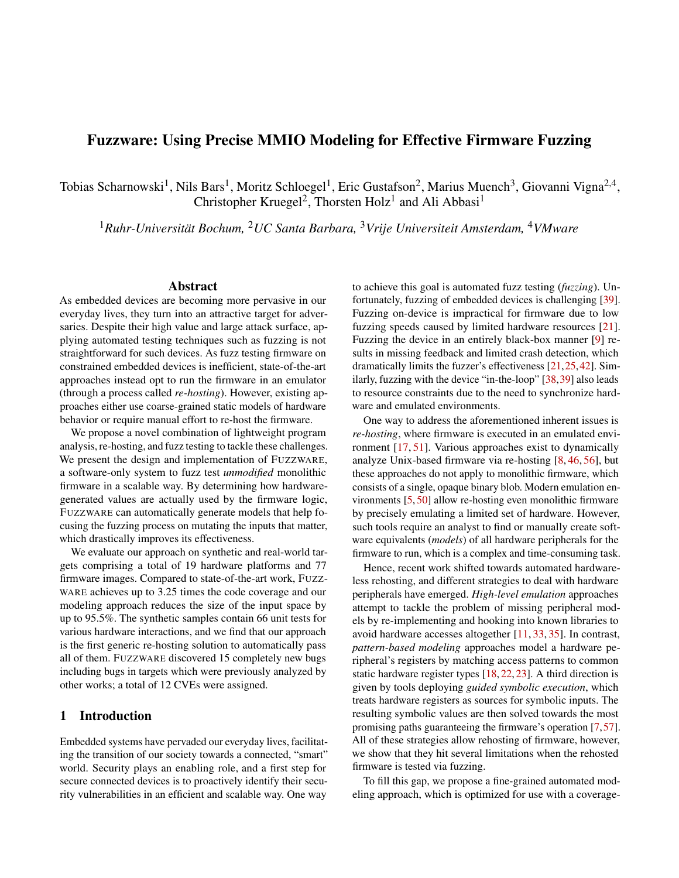# Fuzzware: Using Precise MMIO Modeling for Effective Firmware Fuzzing

Tobias Scharnowski[1], Nils Bars[1], Moritz Schloegel[1], Eric Gustafson[2], Marius Muench[3], Giovanni Vigna[2,4], Christopher Kruegel[2], Thorsten Holz[1] and Ali Abbasi[1]

[1]*Ruhr-Universität Bochum,* [2]*UC Santa Barbara,* [3]*Vrije Universiteit Amsterdam,* [4]*VMware*

## Abstract

As embedded devices are becoming more pervasive in our everyday lives, they turn into an attractive target for adversaries. Despite their high value and large attack surface, applying automated testing techniques such as fuzzing is not straightforward for such devices. As fuzz testing firmware on constrained embedded devices is inefficient, state-of-the-art approaches instead opt to run the firmware in an emulator (through a process called *re-hosting*). However, existing approaches either use coarse-grained static models of hardware behavior or require manual effort to re-host the firmware.

We propose a novel combination of lightweight program analysis, re-hosting, and fuzz testing to tackle these challenges. We present the design and implementation of FUZZWARE, a software-only system to fuzz test *unmodified* monolithic firmware in a scalable way. By determining how hardware-generated values are actually used by the firmware logic, FUZZWARE can automatically generate models that help focusing the fuzzing process on mutating the inputs that matter, which drastically improves its effectiveness.

We evaluate our approach on synthetic and real-world targets comprising a total of 19 hardware platforms and 77 firmware images. Compared to state-of-the-art work, FUZZWARE achieves up to 3.25 times the code coverage and our modeling approach reduces the size of the input space by up to 95.5%. The synthetic samples contain 66 unit tests for various hardware interactions, and we find that our approach is the first generic re-hosting solution to automatically pass all of them. FUZZWARE discovered 15 completely new bugs including bugs in targets which were previously analyzed by other works; a total of 12 CVEs were assigned.

## 1 Introduction

Embedded systems have pervaded our everyday lives, facilitating the transition of our society towards a connected, "smart" world. Security plays an enabling role, and a first step for secure connected devices is to proactively identify their security vulnerabilities in an efficient and scalable way. One way to achieve this goal is automated fuzz testing (*fuzzing*). Unfortunately, fuzzing of embedded devices is challenging [39]. Fuzzing on-device is impractical for firmware due to low fuzzing speeds caused by limited hardware resources [21]. Fuzzing the device in an entirely black-box manner [9] results in missing feedback and limited crash detection, which dramatically limits the fuzzer's effectiveness [21,25,42]. Similarly, fuzzing with the device "in-the-loop" [38,39] also leads to resource constraints due to the need to synchronize hardware and emulated environments.

One way to address the aforementioned inherent issues is *re-hosting*, where firmware is executed in an emulated environment [17,51]. Various approaches exist to dynamically analyze Unix-based firmware via re-hosting [8,46,56], but these approaches do not apply to monolithic firmware, which consists of a single, opaque binary blob. Modern emulation environments [5,50] allow re-hosting even monolithic firmware by precisely emulating a limited set of hardware. However, such tools require an analyst to find or manually create software equivalents (*models*) of all hardware peripherals for the firmware to run, which is a complex and time-consuming task.

Hence, recent work shifted towards automated hardware-less rehosting, and different strategies to deal with hardware peripherals have emerged. *High-level emulation* approaches attempt to tackle the problem of missing peripheral models by re-implementing and hooking into known libraries to avoid hardware accesses altogether [11,33,35]. In contrast, *pattern-based modeling* approaches model a hardware peripheral's registers by matching access patterns to common static hardware register types [18,22,23]. A third direction is given by tools deploying *guided symbolic execution*, which treats hardware registers as sources for symbolic inputs. The resulting symbolic values are then solved towards the most promising paths guaranteeing the firmware's operation [7,57]. All of these strategies allow rehosting of firmware, however, we show that they hit several limitations when the rehosted firmware is tested via fuzzing.

To fill this gap, we propose a fine-grained automated modeling approach, which is optimized for use with a coverage-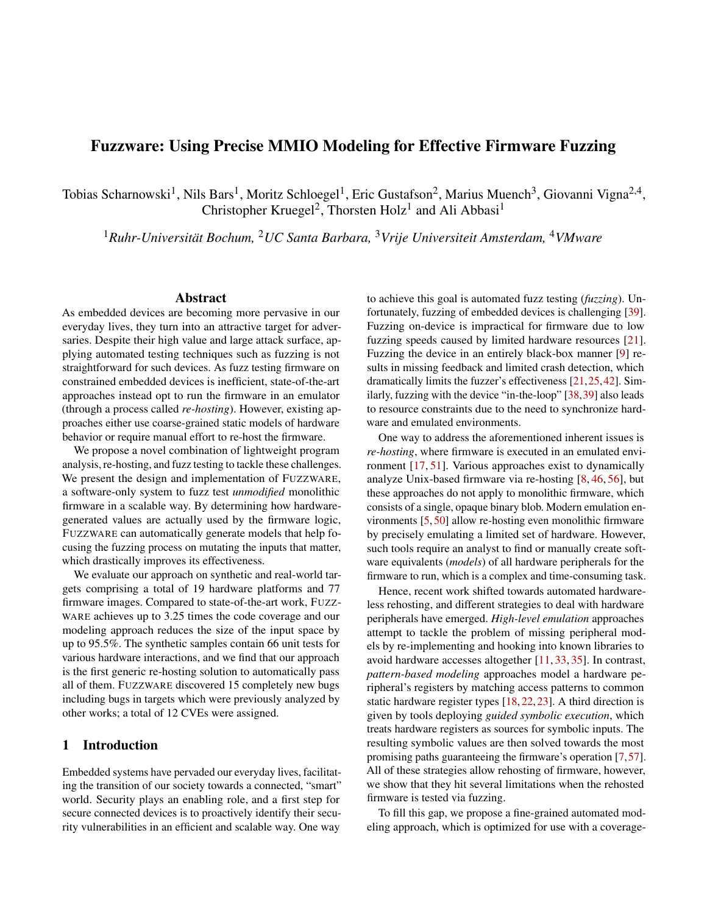# Fuzzware: Using Precise MMIO Modeling for Effective Firmware Fuzzing

Tobias Scharnowski[1], Nils Bars[1], Moritz Schloegel[1], Eric Gustafson[2], Marius Muench[3], Giovanni Vigna[2,4], Christopher Kruegel[2], Thorsten Holz[1] and Ali Abbasi[1]

[1]*Ruhr-Universität Bochum,* [2]*UC Santa Barbara,* [3]*Vrije Universiteit Amsterdam,* [4]*VMware*

## Abstract

As embedded devices are becoming more pervasive in our everyday lives, they turn into an attractive target for adversaries. Despite their high value and large attack surface, applying automated testing techniques such as fuzzing is not straightforward for such devices. As fuzz testing firmware on constrained embedded devices is inefficient, state-of-the-art approaches instead opt to run the firmware in an emulator (through a process called *re-hosting*). However, existing approaches either use coarse-grained static models of hardware behavior or require manual effort to re-host the firmware.

We propose a novel combination of lightweight program analysis, re-hosting, and fuzz testing to tackle these challenges. We present the design and implementation of FUZZWARE, a software-only system to fuzz test *unmodified* monolithic firmware in a scalable way. By determining how hardware-generated values are actually used by the firmware logic, FUZZWARE can automatically generate models that help focusing the fuzzing process on mutating the inputs that matter, which drastically improves its effectiveness.

We evaluate our approach on synthetic and real-world targets comprising a total of 19 hardware platforms and 77 firmware images. Compared to state-of-the-art work, FUZZWARE achieves up to 3.25 times the code coverage and our modeling approach reduces the size of the input space by up to 95.5%. The synthetic samples contain 66 unit tests for various hardware interactions, and we find that our approach is the first generic re-hosting solution to automatically pass all of them. FUZZWARE discovered 15 completely new bugs including bugs in targets which were previously analyzed by other works; a total of 12 CVEs were assigned.

## 1 Introduction

Embedded systems have pervaded our everyday lives, facilitating the transition of our society towards a connected, "smart" world. Security plays an enabling role, and a first step for secure connected devices is to proactively identify their security vulnerabilities in an efficient and scalable way. One way to achieve this goal is automated fuzz testing (*fuzzing*). Unfortunately, fuzzing of embedded devices is challenging [39]. Fuzzing on-device is impractical for firmware due to low fuzzing speeds caused by limited hardware resources [21]. Fuzzing the device in an entirely black-box manner [9] results in missing feedback and limited crash detection, which dramatically limits the fuzzer's effectiveness [21,25,42]. Similarly, fuzzing with the device "in-the-loop" [38,39] also leads to resource constraints due to the need to synchronize hardware and emulated environments.

One way to address the aforementioned inherent issues is *re-hosting*, where firmware is executed in an emulated environment [17,51]. Various approaches exist to dynamically analyze Unix-based firmware via re-hosting [8,46,56], but these approaches do not apply to monolithic firmware, which consists of a single, opaque binary blob. Modern emulation environments [5,50] allow re-hosting even monolithic firmware by precisely emulating a limited set of hardware. However, such tools require an analyst to find or manually create software equivalents (*models*) of all hardware peripherals for the firmware to run, which is a complex and time-consuming task.

Hence, recent work shifted towards automated hardware-less rehosting, and different strategies to deal with hardware peripherals have emerged. *High-level emulation* approaches attempt to tackle the problem of missing peripheral models by re-implementing and hooking into known libraries to avoid hardware accesses altogether [11,33,35]. In contrast, *pattern-based modeling* approaches model a hardware peripheral's registers by matching access patterns to common static hardware register types [18,22,23]. A third direction is given by tools deploying *guided symbolic execution*, which treats hardware registers as sources for symbolic inputs. The resulting symbolic values are then solved towards the most promising paths guaranteeing the firmware's operation [7,57]. All of these strategies allow rehosting of firmware, however, we show that they hit several limitations when the rehosted firmware is tested via fuzzing.

To fill this gap, we propose a fine-grained automated modeling approach, which is optimized for use with a coverage-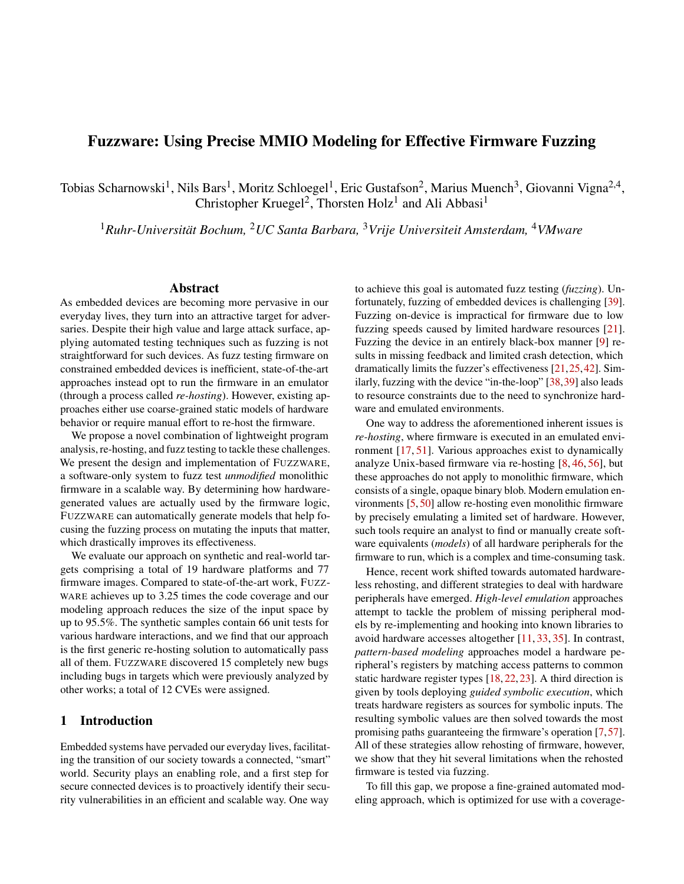# Fuzzware: Using Precise MMIO Modeling for Effective Firmware Fuzzing

Tobias Scharnowski[1], Nils Bars[1], Moritz Schloegel[1], Eric Gustafson[2], Marius Muench[3], Giovanni Vigna[2,4], Christopher Kruegel[2], Thorsten Holz[1] and Ali Abbasi[1]

[1]*Ruhr-Universität Bochum,* [2]*UC Santa Barbara,* [3]*Vrije Universiteit Amsterdam,* [4]*VMware*

## Abstract

As embedded devices are becoming more pervasive in our everyday lives, they turn into an attractive target for adversaries. Despite their high value and large attack surface, applying automated testing techniques such as fuzzing is not straightforward for such devices. As fuzz testing firmware on constrained embedded devices is inefficient, state-of-the-art approaches instead opt to run the firmware in an emulator (through a process called *re-hosting*). However, existing approaches either use coarse-grained static models of hardware behavior or require manual effort to re-host the firmware.

We propose a novel combination of lightweight program analysis, re-hosting, and fuzz testing to tackle these challenges. We present the design and implementation of FUZZWARE, a software-only system to fuzz test *unmodified* monolithic firmware in a scalable way. By determining how hardware-generated values are actually used by the firmware logic, FUZZWARE can automatically generate models that help focusing the fuzzing process on mutating the inputs that matter, which drastically improves its effectiveness.

We evaluate our approach on synthetic and real-world targets comprising a total of 19 hardware platforms and 77 firmware images. Compared to state-of-the-art work, FUZZWARE achieves up to 3.25 times the code coverage and our modeling approach reduces the size of the input space by up to 95.5%. The synthetic samples contain 66 unit tests for various hardware interactions, and we find that our approach is the first generic re-hosting solution to automatically pass all of them. FUZZWARE discovered 15 completely new bugs including bugs in targets which were previously analyzed by other works; a total of 12 CVEs were assigned.

## 1 Introduction

Embedded systems have pervaded our everyday lives, facilitating the transition of our society towards a connected, "smart" world. Security plays an enabling role, and a first step for secure connected devices is to proactively identify their security vulnerabilities in an efficient and scalable way. One way to achieve this goal is automated fuzz testing (*fuzzing*). Unfortunately, fuzzing of embedded devices is challenging [39]. Fuzzing on-device is impractical for firmware due to low fuzzing speeds caused by limited hardware resources [21]. Fuzzing the device in an entirely black-box manner [9] results in missing feedback and limited crash detection, which dramatically limits the fuzzer's effectiveness [21,25,42]. Similarly, fuzzing with the device "in-the-loop" [38,39] also leads to resource constraints due to the need to synchronize hardware and emulated environments.

One way to address the aforementioned inherent issues is *re-hosting*, where firmware is executed in an emulated environment [17,51]. Various approaches exist to dynamically analyze Unix-based firmware via re-hosting [8,46,56], but these approaches do not apply to monolithic firmware, which consists of a single, opaque binary blob. Modern emulation environments [5,50] allow re-hosting even monolithic firmware by precisely emulating a limited set of hardware. However, such tools require an analyst to find or manually create software equivalents (*models*) of all hardware peripherals for the firmware to run, which is a complex and time-consuming task.

Hence, recent work shifted towards automated hardware-less rehosting, and different strategies to deal with hardware peripherals have emerged. *High-level emulation* approaches attempt to tackle the problem of missing peripheral models by re-implementing and hooking into known libraries to avoid hardware accesses altogether [11,33,35]. In contrast, *pattern-based modeling* approaches model a hardware peripheral's registers by matching access patterns to common static hardware register types [18,22,23]. A third direction is given by tools deploying *guided symbolic execution*, which treats hardware registers as sources for symbolic inputs. The resulting symbolic values are then solved towards the most promising paths guaranteeing the firmware's operation [7,57]. All of these strategies allow rehosting of firmware, however, we show that they hit several limitations when the rehosted firmware is tested via fuzzing.

To fill this gap, we propose a fine-grained automated modeling approach, which is optimized for use with a coverage-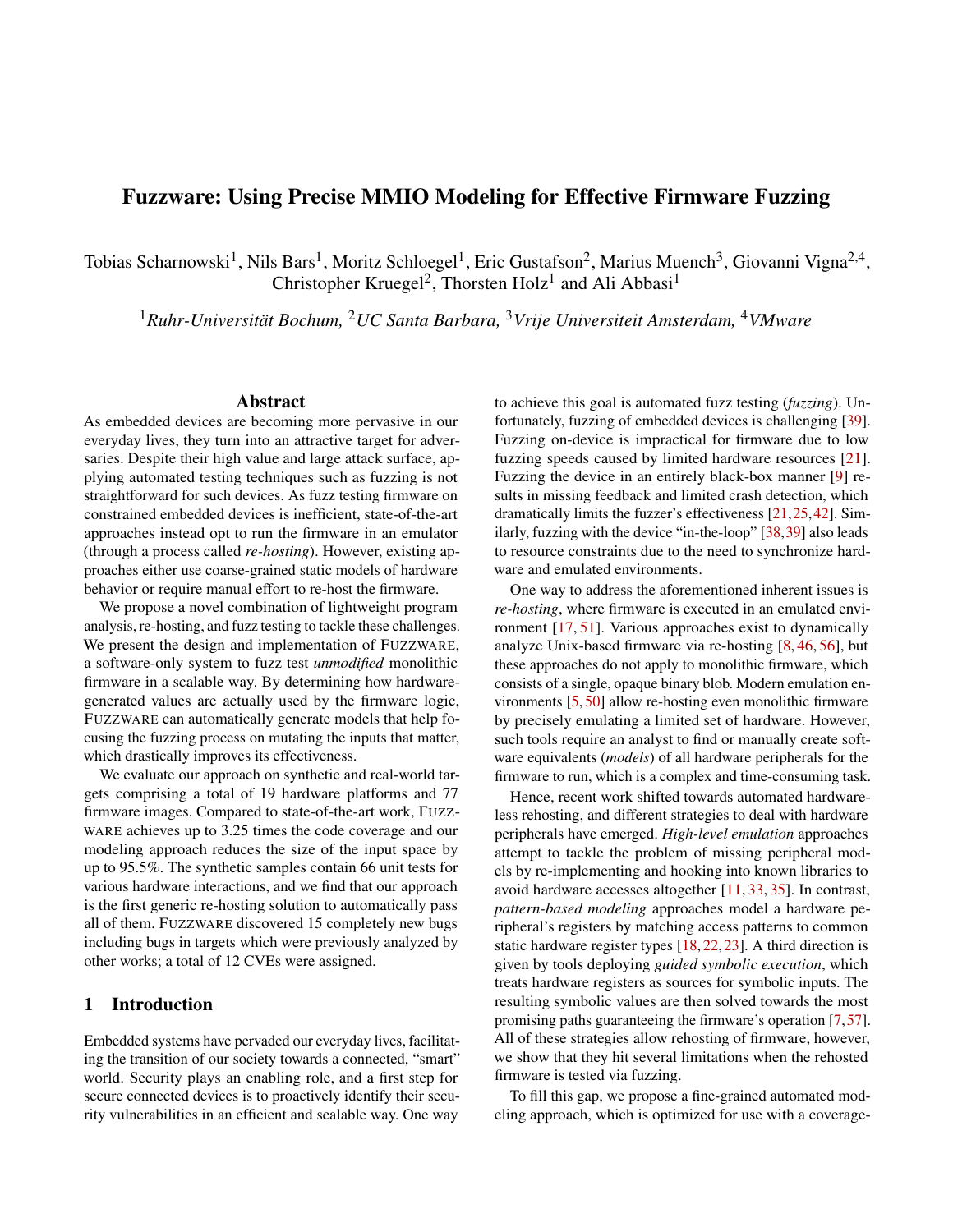# Fuzzware: Using Precise MMIO Modeling for Effective Firmware Fuzzing

Tobias Scharnowski[1], Nils Bars[1], Moritz Schloegel[1], Eric Gustafson[2], Marius Muench[3], Giovanni Vigna[2,4], Christopher Kruegel[2], Thorsten Holz[1] and Ali Abbasi[1]

[1]*Ruhr-Universität Bochum,* [2]*UC Santa Barbara,* [3]*Vrije Universiteit Amsterdam,* [4]*VMware*

## Abstract

As embedded devices are becoming more pervasive in our everyday lives, they turn into an attractive target for adversaries. Despite their high value and large attack surface, applying automated testing techniques such as fuzzing is not straightforward for such devices. As fuzz testing firmware on constrained embedded devices is inefficient, state-of-the-art approaches instead opt to run the firmware in an emulator (through a process called *re-hosting*). However, existing approaches either use coarse-grained static models of hardware behavior or require manual effort to re-host the firmware.

We propose a novel combination of lightweight program analysis, re-hosting, and fuzz testing to tackle these challenges. We present the design and implementation of FUZZWARE, a software-only system to fuzz test *unmodified* monolithic firmware in a scalable way. By determining how hardware-generated values are actually used by the firmware logic, FUZZWARE can automatically generate models that help focusing the fuzzing process on mutating the inputs that matter, which drastically improves its effectiveness.

We evaluate our approach on synthetic and real-world targets comprising a total of 19 hardware platforms and 77 firmware images. Compared to state-of-the-art work, FUZZWARE achieves up to 3.25 times the code coverage and our modeling approach reduces the size of the input space by up to 95.5%. The synthetic samples contain 66 unit tests for various hardware interactions, and we find that our approach is the first generic re-hosting solution to automatically pass all of them. FUZZWARE discovered 15 completely new bugs including bugs in targets which were previously analyzed by other works; a total of 12 CVEs were assigned.

## 1 Introduction

Embedded systems have pervaded our everyday lives, facilitating the transition of our society towards a connected, "smart" world. Security plays an enabling role, and a first step for secure connected devices is to proactively identify their security vulnerabilities in an efficient and scalable way. One way to achieve this goal is automated fuzz testing (*fuzzing*). Unfortunately, fuzzing of embedded devices is challenging [39]. Fuzzing on-device is impractical for firmware due to low fuzzing speeds caused by limited hardware resources [21]. Fuzzing the device in an entirely black-box manner [9] results in missing feedback and limited crash detection, which dramatically limits the fuzzer's effectiveness [21,25,42]. Similarly, fuzzing with the device "in-the-loop" [38,39] also leads to resource constraints due to the need to synchronize hardware and emulated environments.

One way to address the aforementioned inherent issues is *re-hosting*, where firmware is executed in an emulated environment [17,51]. Various approaches exist to dynamically analyze Unix-based firmware via re-hosting [8,46,56], but these approaches do not apply to monolithic firmware, which consists of a single, opaque binary blob. Modern emulation environments [5,50] allow re-hosting even monolithic firmware by precisely emulating a limited set of hardware. However, such tools require an analyst to find or manually create software equivalents (*models*) of all hardware peripherals for the firmware to run, which is a complex and time-consuming task.

Hence, recent work shifted towards automated hardware-less rehosting, and different strategies to deal with hardware peripherals have emerged. *High-level emulation* approaches attempt to tackle the problem of missing peripheral models by re-implementing and hooking into known libraries to avoid hardware accesses altogether [11,33,35]. In contrast, *pattern-based modeling* approaches model a hardware peripheral's registers by matching access patterns to common static hardware register types [18,22,23]. A third direction is given by tools deploying *guided symbolic execution*, which treats hardware registers as sources for symbolic inputs. The resulting symbolic values are then solved towards the most promising paths guaranteeing the firmware's operation [7,57]. All of these strategies allow rehosting of firmware, however, we show that they hit several limitations when the rehosted firmware is tested via fuzzing.

To fill this gap, we propose a fine-grained automated modeling approach, which is optimized for use with a coverage-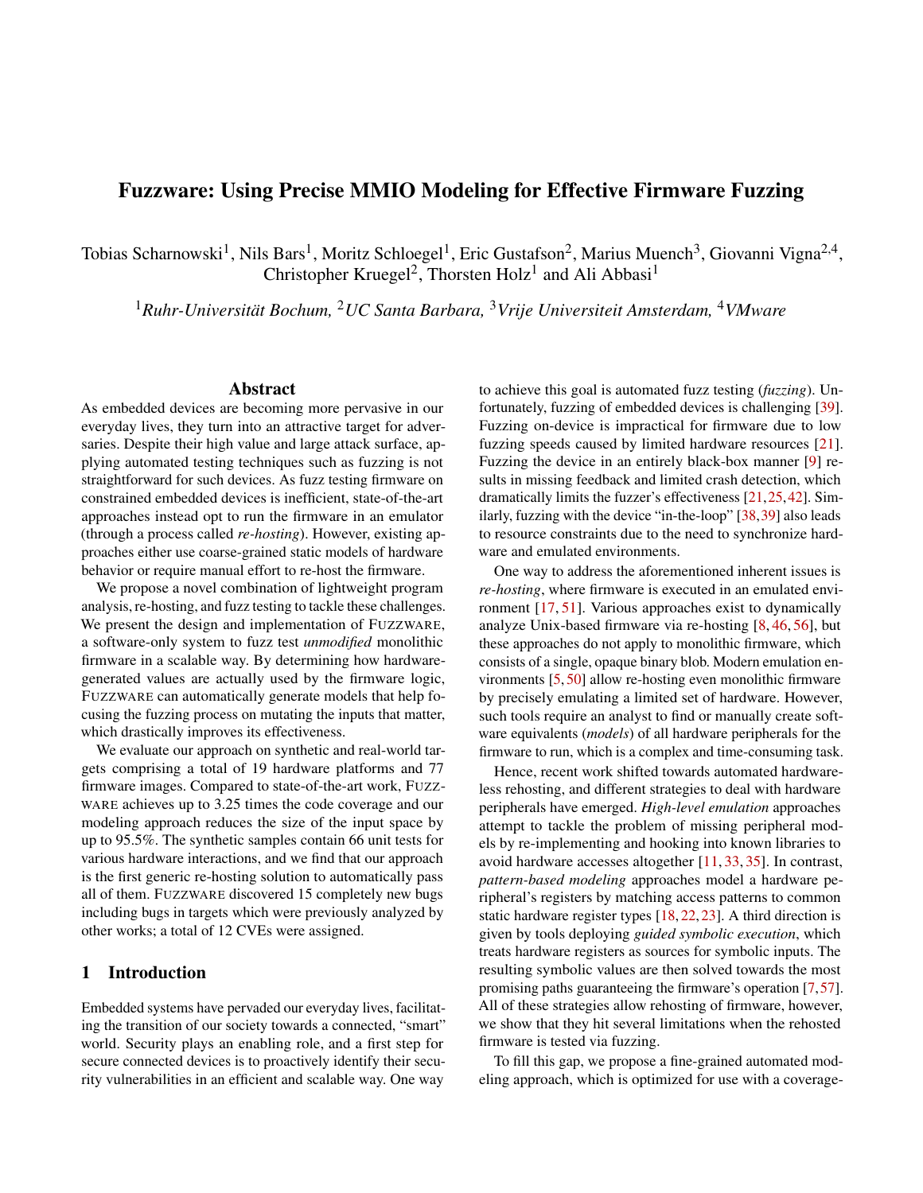# Fuzzware: Using Precise MMIO Modeling for Effective Firmware Fuzzing

Tobias Scharnowski[1], Nils Bars[1], Moritz Schloegel[1], Eric Gustafson[2], Marius Muench[3], Giovanni Vigna[2,4], Christopher Kruegel[2], Thorsten Holz[1] and Ali Abbasi[1]

[1]*Ruhr-Universität Bochum,* [2]*UC Santa Barbara,* [3]*Vrije Universiteit Amsterdam,* [4]*VMware*

## Abstract

As embedded devices are becoming more pervasive in our everyday lives, they turn into an attractive target for adversaries. Despite their high value and large attack surface, applying automated testing techniques such as fuzzing is not straightforward for such devices. As fuzz testing firmware on constrained embedded devices is inefficient, state-of-the-art approaches instead opt to run the firmware in an emulator (through a process called *re-hosting*). However, existing approaches either use coarse-grained static models of hardware behavior or require manual effort to re-host the firmware.

We propose a novel combination of lightweight program analysis, re-hosting, and fuzz testing to tackle these challenges. We present the design and implementation of FUZZWARE, a software-only system to fuzz test *unmodified* monolithic firmware in a scalable way. By determining how hardware-generated values are actually used by the firmware logic, FUZZWARE can automatically generate models that help focusing the fuzzing process on mutating the inputs that matter, which drastically improves its effectiveness.

We evaluate our approach on synthetic and real-world targets comprising a total of 19 hardware platforms and 77 firmware images. Compared to state-of-the-art work, FUZZWARE achieves up to 3.25 times the code coverage and our modeling approach reduces the size of the input space by up to 95.5%. The synthetic samples contain 66 unit tests for various hardware interactions, and we find that our approach is the first generic re-hosting solution to automatically pass all of them. FUZZWARE discovered 15 completely new bugs including bugs in targets which were previously analyzed by other works; a total of 12 CVEs were assigned.

## 1 Introduction

Embedded systems have pervaded our everyday lives, facilitating the transition of our society towards a connected, "smart" world. Security plays an enabling role, and a first step for secure connected devices is to proactively identify their security vulnerabilities in an efficient and scalable way. One way to achieve this goal is automated fuzz testing (*fuzzing*). Unfortunately, fuzzing of embedded devices is challenging [39]. Fuzzing on-device is impractical for firmware due to low fuzzing speeds caused by limited hardware resources [21]. Fuzzing the device in an entirely black-box manner [9] results in missing feedback and limited crash detection, which dramatically limits the fuzzer's effectiveness [21,25,42]. Similarly, fuzzing with the device "in-the-loop" [38,39] also leads to resource constraints due to the need to synchronize hardware and emulated environments.

One way to address the aforementioned inherent issues is *re-hosting*, where firmware is executed in an emulated environment [17,51]. Various approaches exist to dynamically analyze Unix-based firmware via re-hosting [8,46,56], but these approaches do not apply to monolithic firmware, which consists of a single, opaque binary blob. Modern emulation environments [5,50] allow re-hosting even monolithic firmware by precisely emulating a limited set of hardware. However, such tools require an analyst to find or manually create software equivalents (*models*) of all hardware peripherals for the firmware to run, which is a complex and time-consuming task.

Hence, recent work shifted towards automated hardware-less rehosting, and different strategies to deal with hardware peripherals have emerged. *High-level emulation* approaches attempt to tackle the problem of missing peripheral models by re-implementing and hooking into known libraries to avoid hardware accesses altogether [11,33,35]. In contrast, *pattern-based modeling* approaches model a hardware peripheral's registers by matching access patterns to common static hardware register types [18,22,23]. A third direction is given by tools deploying *guided symbolic execution*, which treats hardware registers as sources for symbolic inputs. The resulting symbolic values are then solved towards the most promising paths guaranteeing the firmware's operation [7,57]. All of these strategies allow rehosting of firmware, however, we show that they hit several limitations when the rehosted firmware is tested via fuzzing.

To fill this gap, we propose a fine-grained automated modeling approach, which is optimized for use with a coverage-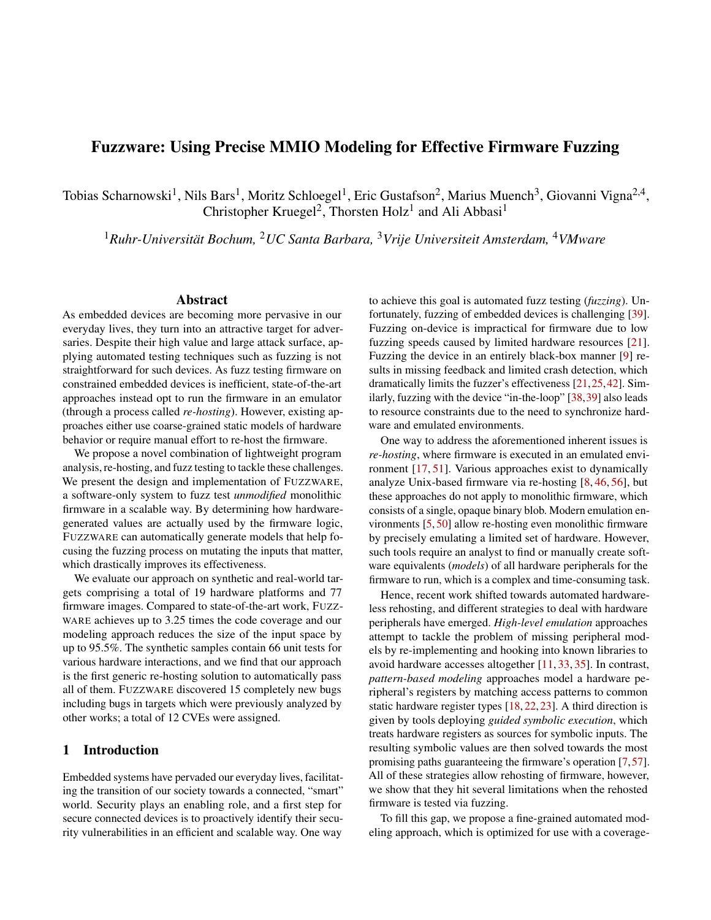# Fuzzware: Using Precise MMIO Modeling for Effective Firmware Fuzzing

Tobias Scharnowski[1], Nils Bars[1], Moritz Schloegel[1], Eric Gustafson[2], Marius Muench[3], Giovanni Vigna[2,4], Christopher Kruegel[2], Thorsten Holz[1] and Ali Abbasi[1]

[1]*Ruhr-Universität Bochum,* [2]*UC Santa Barbara,* [3]*Vrije Universiteit Amsterdam,* [4]*VMware*

## Abstract

As embedded devices are becoming more pervasive in our everyday lives, they turn into an attractive target for adversaries. Despite their high value and large attack surface, applying automated testing techniques such as fuzzing is not straightforward for such devices. As fuzz testing firmware on constrained embedded devices is inefficient, state-of-the-art approaches instead opt to run the firmware in an emulator (through a process called *re-hosting*). However, existing approaches either use coarse-grained static models of hardware behavior or require manual effort to re-host the firmware.

We propose a novel combination of lightweight program analysis, re-hosting, and fuzz testing to tackle these challenges. We present the design and implementation of FUZZWARE, a software-only system to fuzz test *unmodified* monolithic firmware in a scalable way. By determining how hardware-generated values are actually used by the firmware logic, FUZZWARE can automatically generate models that help focusing the fuzzing process on mutating the inputs that matter, which drastically improves its effectiveness.

We evaluate our approach on synthetic and real-world targets comprising a total of 19 hardware platforms and 77 firmware images. Compared to state-of-the-art work, FUZZWARE achieves up to 3.25 times the code coverage and our modeling approach reduces the size of the input space by up to 95.5%. The synthetic samples contain 66 unit tests for various hardware interactions, and we find that our approach is the first generic re-hosting solution to automatically pass all of them. FUZZWARE discovered 15 completely new bugs including bugs in targets which were previously analyzed by other works; a total of 12 CVEs were assigned.

## 1 Introduction

Embedded systems have pervaded our everyday lives, facilitating the transition of our society towards a connected, "smart" world. Security plays an enabling role, and a first step for secure connected devices is to proactively identify their security vulnerabilities in an efficient and scalable way. One way to achieve this goal is automated fuzz testing (*fuzzing*). Unfortunately, fuzzing of embedded devices is challenging [39]. Fuzzing on-device is impractical for firmware due to low fuzzing speeds caused by limited hardware resources [21]. Fuzzing the device in an entirely black-box manner [9] results in missing feedback and limited crash detection, which dramatically limits the fuzzer's effectiveness [21,25,42]. Similarly, fuzzing with the device "in-the-loop" [38,39] also leads to resource constraints due to the need to synchronize hardware and emulated environments.

One way to address the aforementioned inherent issues is *re-hosting*, where firmware is executed in an emulated environment [17,51]. Various approaches exist to dynamically analyze Unix-based firmware via re-hosting [8,46,56], but these approaches do not apply to monolithic firmware, which consists of a single, opaque binary blob. Modern emulation environments [5,50] allow re-hosting even monolithic firmware by precisely emulating a limited set of hardware. However, such tools require an analyst to find or manually create software equivalents (*models*) of all hardware peripherals for the firmware to run, which is a complex and time-consuming task.

Hence, recent work shifted towards automated hardware-less rehosting, and different strategies to deal with hardware peripherals have emerged. *High-level emulation* approaches attempt to tackle the problem of missing peripheral models by re-implementing and hooking into known libraries to avoid hardware accesses altogether [11,33,35]. In contrast, *pattern-based modeling* approaches model a hardware peripheral's registers by matching access patterns to common static hardware register types [18,22,23]. A third direction is given by tools deploying *guided symbolic execution*, which treats hardware registers as sources for symbolic inputs. The resulting symbolic values are then solved towards the most promising paths guaranteeing the firmware's operation [7,57]. All of these strategies allow rehosting of firmware, however, we show that they hit several limitations when the rehosted firmware is tested via fuzzing.

To fill this gap, we propose a fine-grained automated modeling approach, which is optimized for use with a coverage-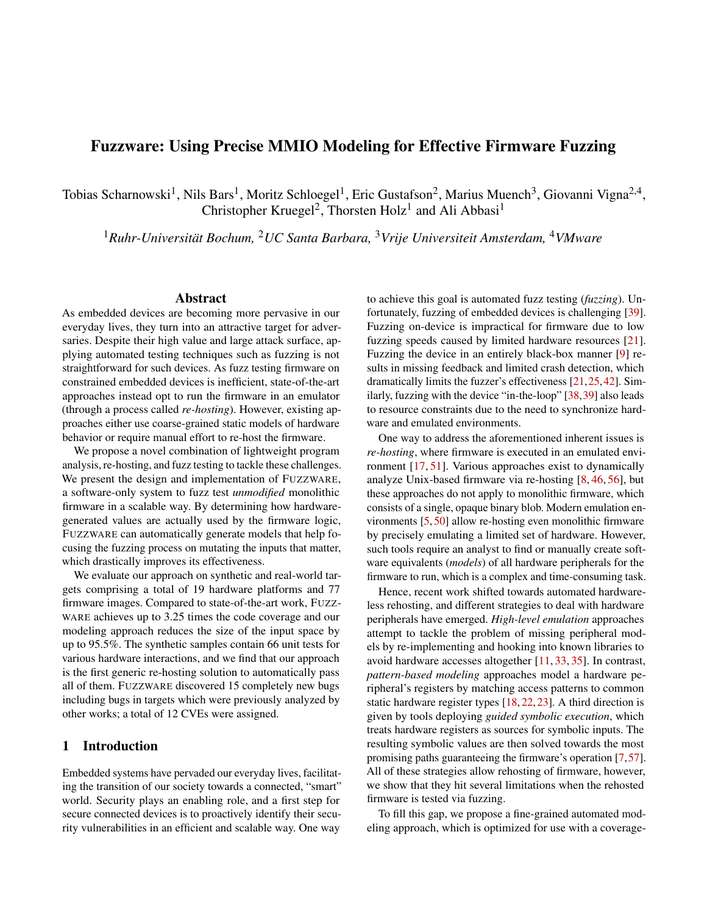# Fuzzware: Using Precise MMIO Modeling for Effective Firmware Fuzzing

Tobias Scharnowski[1], Nils Bars[1], Moritz Schloegel[1], Eric Gustafson[2], Marius Muench[3], Giovanni Vigna[2,4], Christopher Kruegel[2], Thorsten Holz[1] and Ali Abbasi[1]

[1]*Ruhr-Universität Bochum,* [2]*UC Santa Barbara,* [3]*Vrije Universiteit Amsterdam,* [4]*VMware*

## Abstract

As embedded devices are becoming more pervasive in our everyday lives, they turn into an attractive target for adversaries. Despite their high value and large attack surface, applying automated testing techniques such as fuzzing is not straightforward for such devices. As fuzz testing firmware on constrained embedded devices is inefficient, state-of-the-art approaches instead opt to run the firmware in an emulator (through a process called *re-hosting*). However, existing approaches either use coarse-grained static models of hardware behavior or require manual effort to re-host the firmware.

We propose a novel combination of lightweight program analysis, re-hosting, and fuzz testing to tackle these challenges. We present the design and implementation of FUZZWARE, a software-only system to fuzz test *unmodified* monolithic firmware in a scalable way. By determining how hardware-generated values are actually used by the firmware logic, FUZZWARE can automatically generate models that help focusing the fuzzing process on mutating the inputs that matter, which drastically improves its effectiveness.

We evaluate our approach on synthetic and real-world targets comprising a total of 19 hardware platforms and 77 firmware images. Compared to state-of-the-art work, FUZZWARE achieves up to 3.25 times the code coverage and our modeling approach reduces the size of the input space by up to 95.5%. The synthetic samples contain 66 unit tests for various hardware interactions, and we find that our approach is the first generic re-hosting solution to automatically pass all of them. FUZZWARE discovered 15 completely new bugs including bugs in targets which were previously analyzed by other works; a total of 12 CVEs were assigned.

## 1 Introduction

Embedded systems have pervaded our everyday lives, facilitating the transition of our society towards a connected, "smart" world. Security plays an enabling role, and a first step for secure connected devices is to proactively identify their security vulnerabilities in an efficient and scalable way. One way to achieve this goal is automated fuzz testing (*fuzzing*). Unfortunately, fuzzing of embedded devices is challenging [39]. Fuzzing on-device is impractical for firmware due to low fuzzing speeds caused by limited hardware resources [21]. Fuzzing the device in an entirely black-box manner [9] results in missing feedback and limited crash detection, which dramatically limits the fuzzer's effectiveness [21,25,42]. Similarly, fuzzing with the device "in-the-loop" [38,39] also leads to resource constraints due to the need to synchronize hardware and emulated environments.

One way to address the aforementioned inherent issues is *re-hosting*, where firmware is executed in an emulated environment [17,51]. Various approaches exist to dynamically analyze Unix-based firmware via re-hosting [8,46,56], but these approaches do not apply to monolithic firmware, which consists of a single, opaque binary blob. Modern emulation environments [5,50] allow re-hosting even monolithic firmware by precisely emulating a limited set of hardware. However, such tools require an analyst to find or manually create software equivalents (*models*) of all hardware peripherals for the firmware to run, which is a complex and time-consuming task.

Hence, recent work shifted towards automated hardware-less rehosting, and different strategies to deal with hardware peripherals have emerged. *High-level emulation* approaches attempt to tackle the problem of missing peripheral models by re-implementing and hooking into known libraries to avoid hardware accesses altogether [11,33,35]. In contrast, *pattern-based modeling* approaches model a hardware peripheral's registers by matching access patterns to common static hardware register types [18,22,23]. A third direction is given by tools deploying *guided symbolic execution*, which treats hardware registers as sources for symbolic inputs. The resulting symbolic values are then solved towards the most promising paths guaranteeing the firmware's operation [7,57]. All of these strategies allow rehosting of firmware, however, we show that they hit several limitations when the rehosted firmware is tested via fuzzing.

To fill this gap, we propose a fine-grained automated modeling approach, which is optimized for use with a coverage-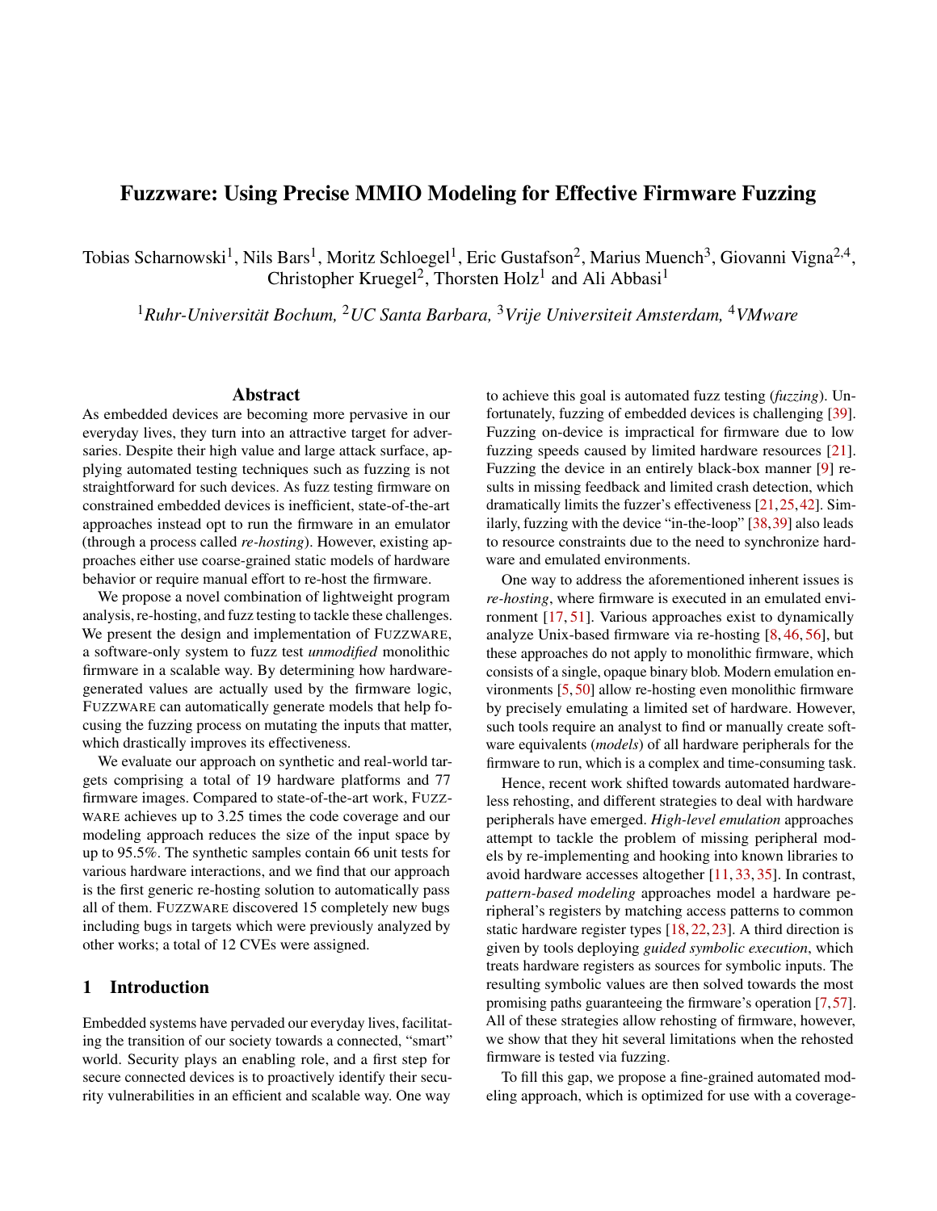# Fuzzware: Using Precise MMIO Modeling for Effective Firmware Fuzzing

Tobias Scharnowski[1], Nils Bars[1], Moritz Schloegel[1], Eric Gustafson[2], Marius Muench[3], Giovanni Vigna[2,4], Christopher Kruegel[2], Thorsten Holz[1] and Ali Abbasi[1]

[1]*Ruhr-Universität Bochum,* [2]*UC Santa Barbara,* [3]*Vrije Universiteit Amsterdam,* [4]*VMware*

## Abstract

As embedded devices are becoming more pervasive in our everyday lives, they turn into an attractive target for adversaries. Despite their high value and large attack surface, applying automated testing techniques such as fuzzing is not straightforward for such devices. As fuzz testing firmware on constrained embedded devices is inefficient, state-of-the-art approaches instead opt to run the firmware in an emulator (through a process called *re-hosting*). However, existing approaches either use coarse-grained static models of hardware behavior or require manual effort to re-host the firmware.

We propose a novel combination of lightweight program analysis, re-hosting, and fuzz testing to tackle these challenges. We present the design and implementation of FUZZWARE, a software-only system to fuzz test *unmodified* monolithic firmware in a scalable way. By determining how hardware-generated values are actually used by the firmware logic, FUZZWARE can automatically generate models that help focusing the fuzzing process on mutating the inputs that matter, which drastically improves its effectiveness.

We evaluate our approach on synthetic and real-world targets comprising a total of 19 hardware platforms and 77 firmware images. Compared to state-of-the-art work, FUZZWARE achieves up to 3.25 times the code coverage and our modeling approach reduces the size of the input space by up to 95.5%. The synthetic samples contain 66 unit tests for various hardware interactions, and we find that our approach is the first generic re-hosting solution to automatically pass all of them. FUZZWARE discovered 15 completely new bugs including bugs in targets which were previously analyzed by other works; a total of 12 CVEs were assigned.

## 1 Introduction

Embedded systems have pervaded our everyday lives, facilitating the transition of our society towards a connected, "smart" world. Security plays an enabling role, and a first step for secure connected devices is to proactively identify their security vulnerabilities in an efficient and scalable way. One way to achieve this goal is automated fuzz testing (*fuzzing*). Unfortunately, fuzzing of embedded devices is challenging [39]. Fuzzing on-device is impractical for firmware due to low fuzzing speeds caused by limited hardware resources [21]. Fuzzing the device in an entirely black-box manner [9] results in missing feedback and limited crash detection, which dramatically limits the fuzzer's effectiveness [21,25,42]. Similarly, fuzzing with the device "in-the-loop" [38,39] also leads to resource constraints due to the need to synchronize hardware and emulated environments.

One way to address the aforementioned inherent issues is *re-hosting*, where firmware is executed in an emulated environment [17,51]. Various approaches exist to dynamically analyze Unix-based firmware via re-hosting [8,46,56], but these approaches do not apply to monolithic firmware, which consists of a single, opaque binary blob. Modern emulation environments [5,50] allow re-hosting even monolithic firmware by precisely emulating a limited set of hardware. However, such tools require an analyst to find or manually create software equivalents (*models*) of all hardware peripherals for the firmware to run, which is a complex and time-consuming task.

Hence, recent work shifted towards automated hardware-less rehosting, and different strategies to deal with hardware peripherals have emerged. *High-level emulation* approaches attempt to tackle the problem of missing peripheral models by re-implementing and hooking into known libraries to avoid hardware accesses altogether [11,33,35]. In contrast, *pattern-based modeling* approaches model a hardware peripheral's registers by matching access patterns to common static hardware register types [18,22,23]. A third direction is given by tools deploying *guided symbolic execution*, which treats hardware registers as sources for symbolic inputs. The resulting symbolic values are then solved towards the most promising paths guaranteeing the firmware's operation [7,57]. All of these strategies allow rehosting of firmware, however, we show that they hit several limitations when the rehosted firmware is tested via fuzzing.

To fill this gap, we propose a fine-grained automated modeling approach, which is optimized for use with a coverage-